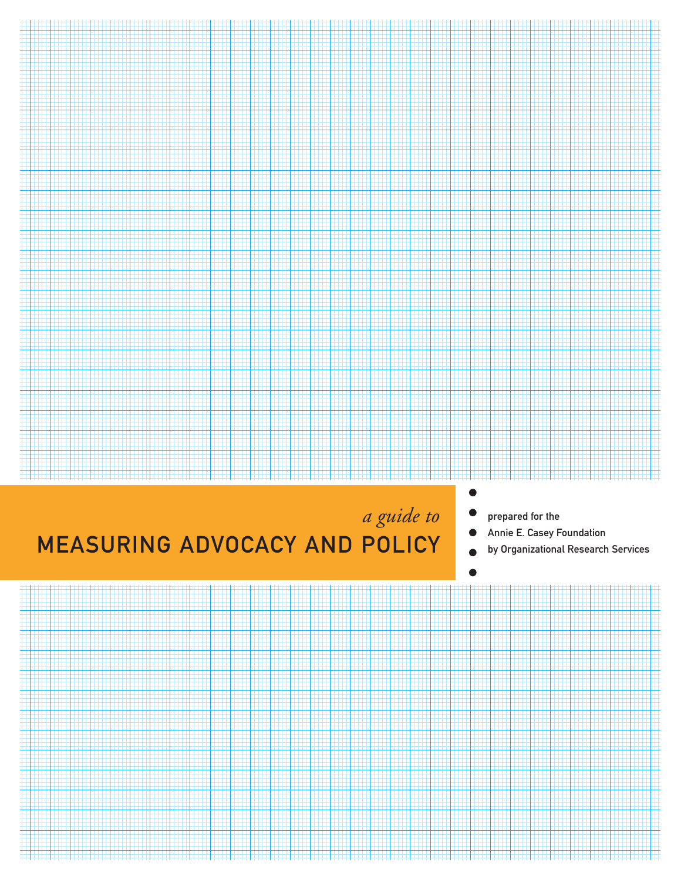*a guide to*

# MEASURING ADVOCACY AND POLICY

prepared for the
Annie E. Casey Foundation
by Organizational Research Services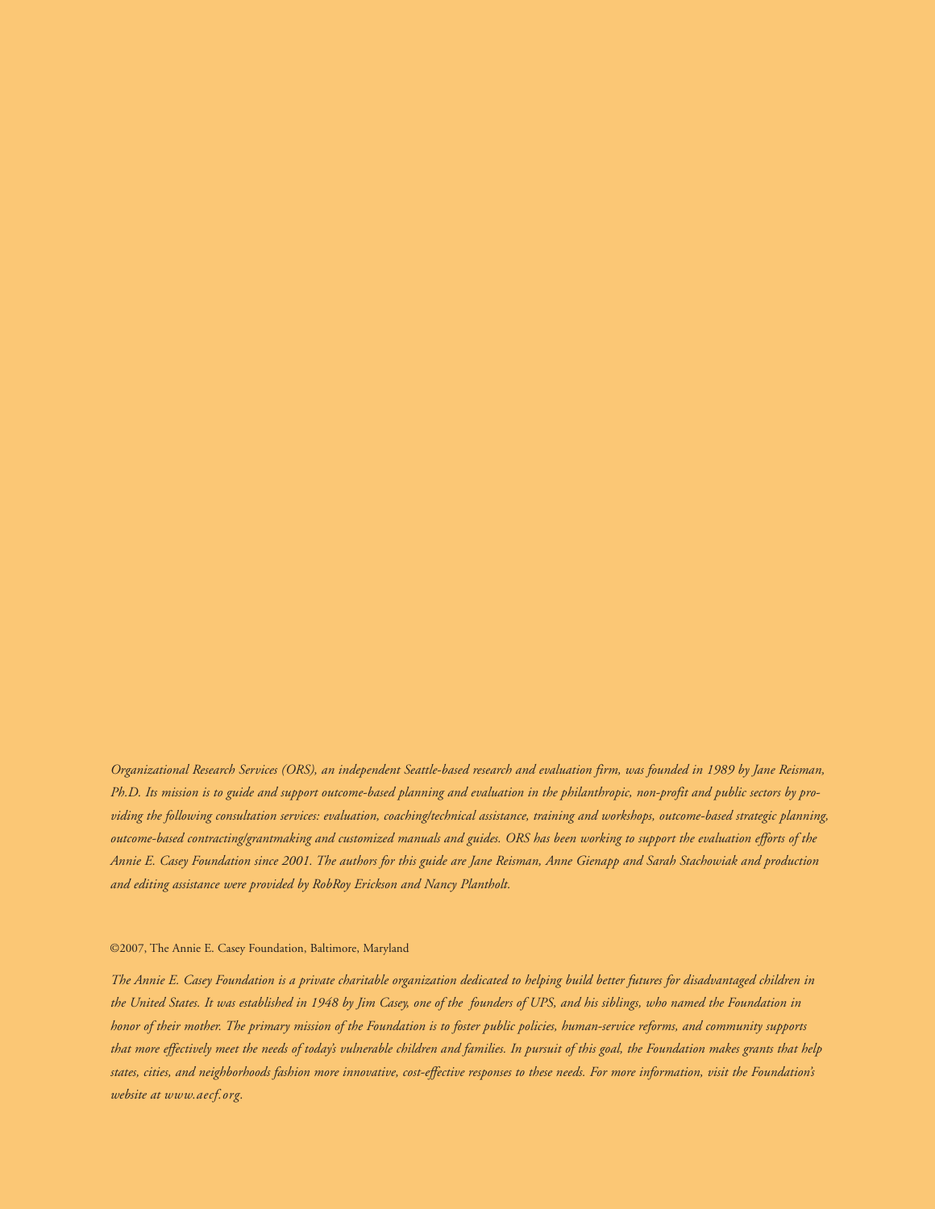*Organizational Research Services (ORS), an independent Seattle-based research and evaluation firm, was founded in 1989 by Jane Reisman, Ph.D. Its mission is to guide and support outcome-based planning and evaluation in the philanthropic, non-profit and public sectors by providing the following consultation services: evaluation, coaching/technical assistance, training and workshops, outcome-based strategic planning, outcome-based contracting/grantmaking and customized manuals and guides. ORS has been working to support the evaluation efforts of the Annie E. Casey Foundation since 2001. The authors for this guide are Jane Reisman, Anne Gienapp and Sarah Stachowiak and production and editing assistance were provided by RobRoy Erickson and Nancy Plantholt.*

©2007, The Annie E. Casey Foundation, Baltimore, Maryland

*The Annie E. Casey Foundation is a private charitable organization dedicated to helping build better futures for disadvantaged children in the United States. It was established in 1948 by Jim Casey, one of the founders of UPS, and his siblings, who named the Foundation in honor of their mother. The primary mission of the Foundation is to foster public policies, human-service reforms, and community supports that more effectively meet the needs of today's vulnerable children and families. In pursuit of this goal, the Foundation makes grants that help states, cities, and neighborhoods fashion more innovative, cost-effective responses to these needs. For more information, visit the Foundation's website at www.aecf.org.*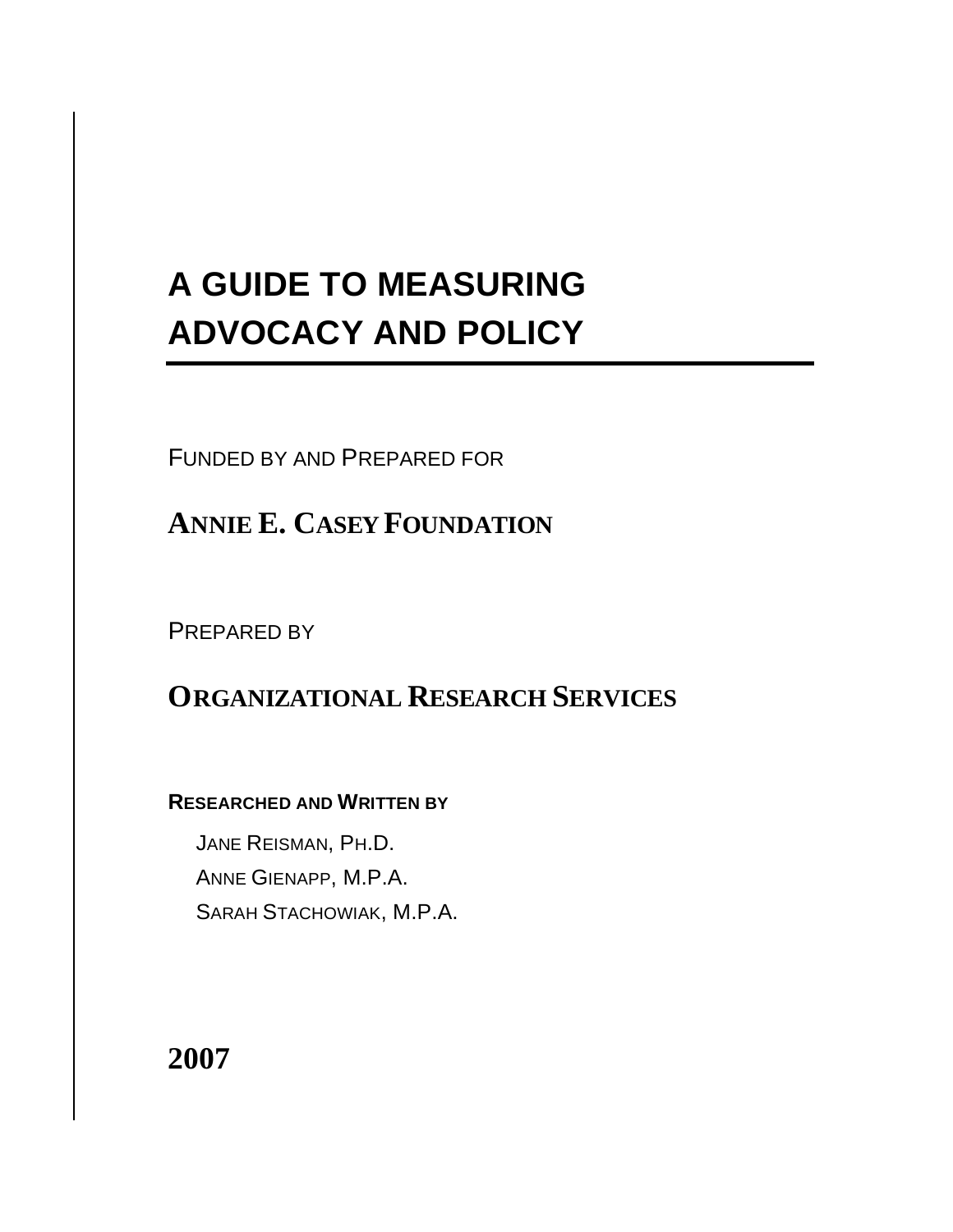# A GUIDE TO MEASURING ADVOCACY AND POLICY

FUNDED BY AND PREPARED FOR

## ANNIE E. CASEY FOUNDATION

PREPARED BY

## ORGANIZATIONAL RESEARCH SERVICES

**RESEARCHED AND WRITTEN BY**

JANE REISMAN, PH.D.
ANNE GIENAPP, M.P.A.
SARAH STACHOWIAK, M.P.A.

**2007**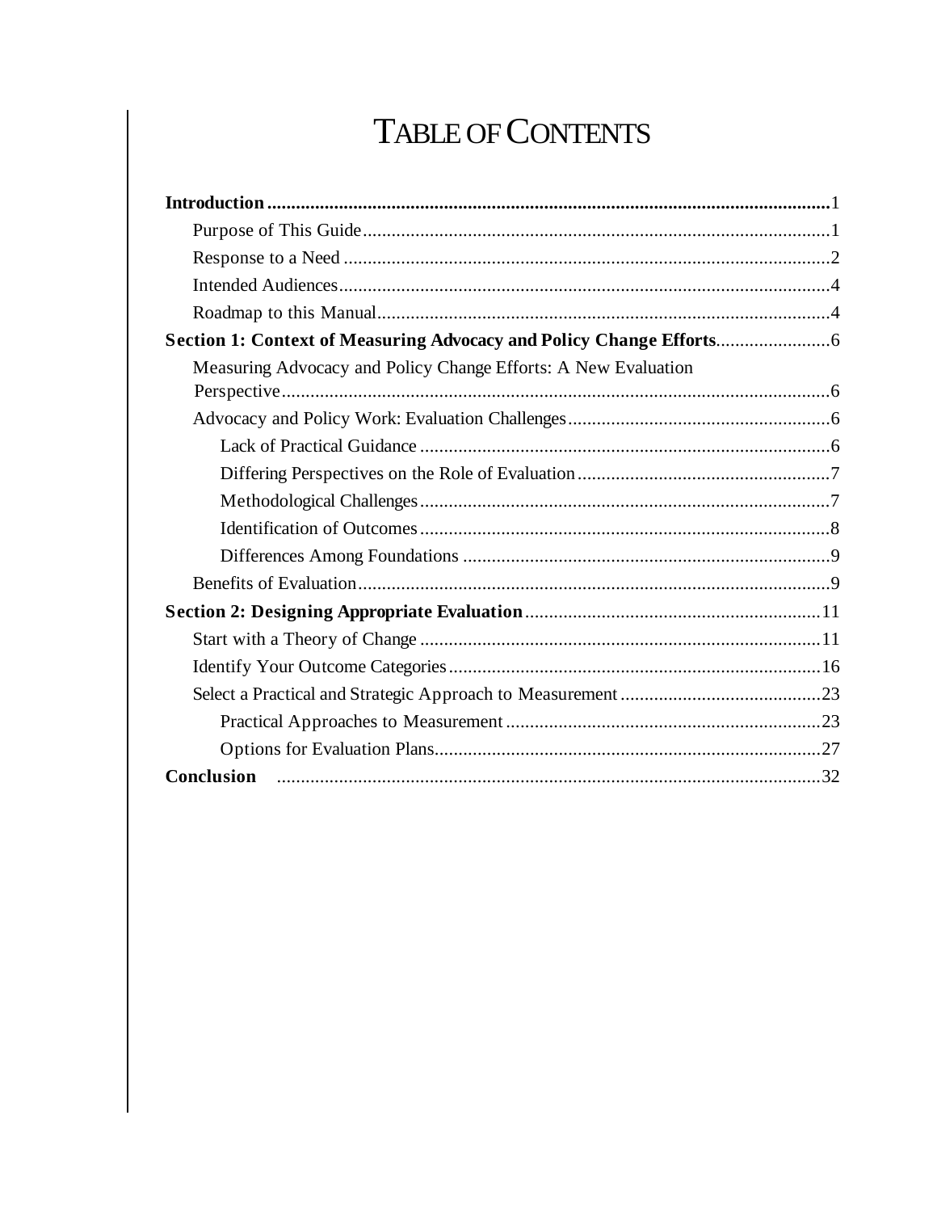# TABLE OF CONTENTS

**Introduction** .......... 1

- Purpose of This Guide .......... 1
- Response to a Need .......... 2
- Intended Audiences .......... 4
- Roadmap to this Manual .......... 4

**Section 1: Context of Measuring Advocacy and Policy Change Efforts** .......... 6

- Measuring Advocacy and Policy Change Efforts: A New Evaluation Perspective .......... 6
- Advocacy and Policy Work: Evaluation Challenges .......... 6
  - Lack of Practical Guidance .......... 6
  - Differing Perspectives on the Role of Evaluation .......... 7
  - Methodological Challenges .......... 7
  - Identification of Outcomes .......... 8
  - Differences Among Foundations .......... 9
- Benefits of Evaluation .......... 9

**Section 2: Designing Appropriate Evaluation** .......... 11

- Start with a Theory of Change .......... 11
- Identify Your Outcome Categories .......... 16
- Select a Practical and Strategic Approach to Measurement .......... 23
  - Practical Approaches to Measurement .......... 23
  - Options for Evaluation Plans .......... 27

**Conclusion** .......... 32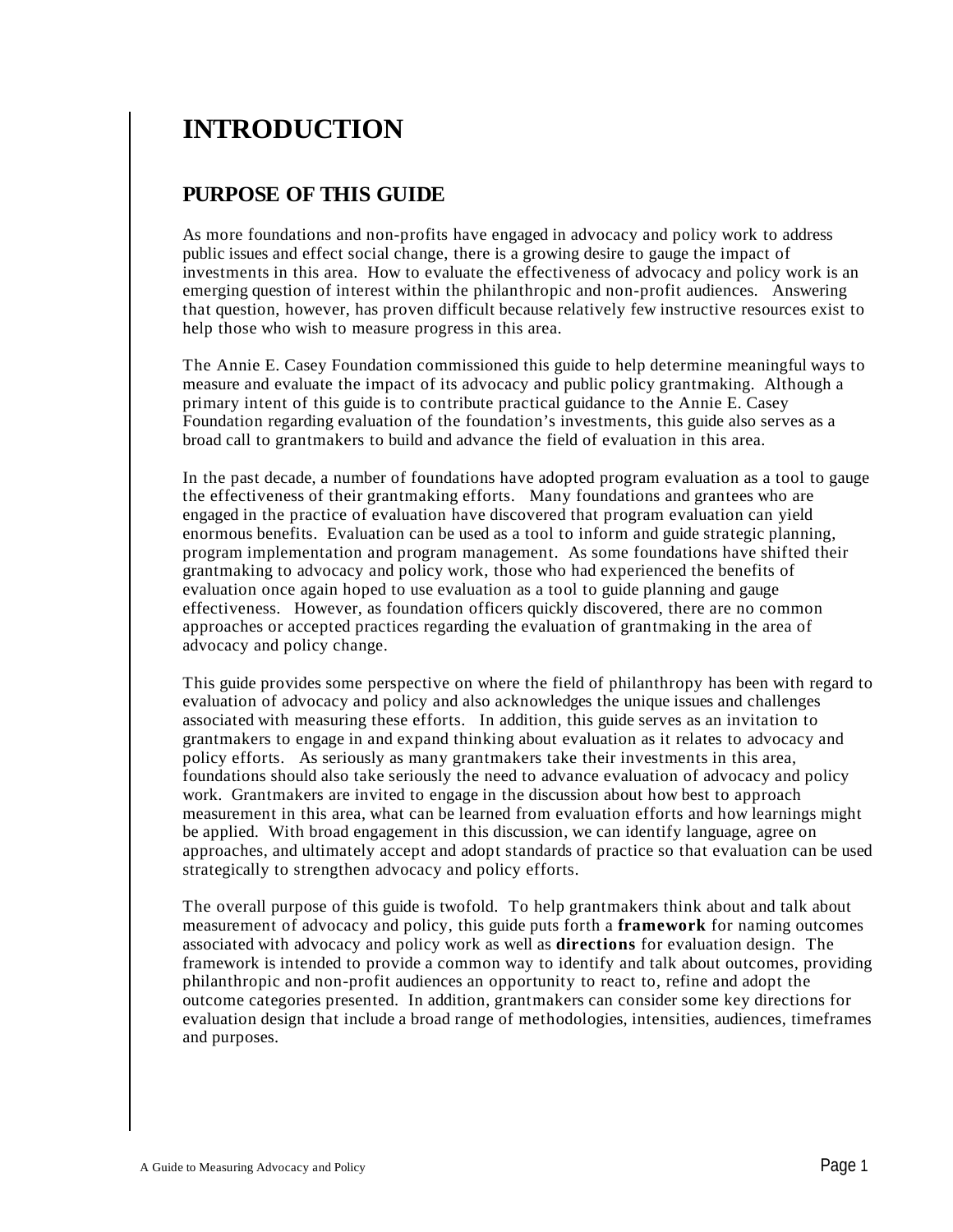# INTRODUCTION

## PURPOSE OF THIS GUIDE

As more foundations and non-profits have engaged in advocacy and policy work to address public issues and effect social change, there is a growing desire to gauge the impact of investments in this area. How to evaluate the effectiveness of advocacy and policy work is an emerging question of interest within the philanthropic and non-profit audiences. Answering that question, however, has proven difficult because relatively few instructive resources exist to help those who wish to measure progress in this area.

The Annie E. Casey Foundation commissioned this guide to help determine meaningful ways to measure and evaluate the impact of its advocacy and public policy grantmaking. Although a primary intent of this guide is to contribute practical guidance to the Annie E. Casey Foundation regarding evaluation of the foundation's investments, this guide also serves as a broad call to grantmakers to build and advance the field of evaluation in this area.

In the past decade, a number of foundations have adopted program evaluation as a tool to gauge the effectiveness of their grantmaking efforts. Many foundations and grantees who are engaged in the practice of evaluation have discovered that program evaluation can yield enormous benefits. Evaluation can be used as a tool to inform and guide strategic planning, program implementation and program management. As some foundations have shifted their grantmaking to advocacy and policy work, those who had experienced the benefits of evaluation once again hoped to use evaluation as a tool to guide planning and gauge effectiveness. However, as foundation officers quickly discovered, there are no common approaches or accepted practices regarding the evaluation of grantmaking in the area of advocacy and policy change.

This guide provides some perspective on where the field of philanthropy has been with regard to evaluation of advocacy and policy and also acknowledges the unique issues and challenges associated with measuring these efforts. In addition, this guide serves as an invitation to grantmakers to engage in and expand thinking about evaluation as it relates to advocacy and policy efforts. As seriously as many grantmakers take their investments in this area, foundations should also take seriously the need to advance evaluation of advocacy and policy work. Grantmakers are invited to engage in the discussion about how best to approach measurement in this area, what can be learned from evaluation efforts and how learnings might be applied. With broad engagement in this discussion, we can identify language, agree on approaches, and ultimately accept and adopt standards of practice so that evaluation can be used strategically to strengthen advocacy and policy efforts.

The overall purpose of this guide is twofold. To help grantmakers think about and talk about measurement of advocacy and policy, this guide puts forth a **framework** for naming outcomes associated with advocacy and policy work as well as **directions** for evaluation design. The framework is intended to provide a common way to identify and talk about outcomes, providing philanthropic and non-profit audiences an opportunity to react to, refine and adopt the outcome categories presented. In addition, grantmakers can consider some key directions for evaluation design that include a broad range of methodologies, intensities, audiences, timeframes and purposes.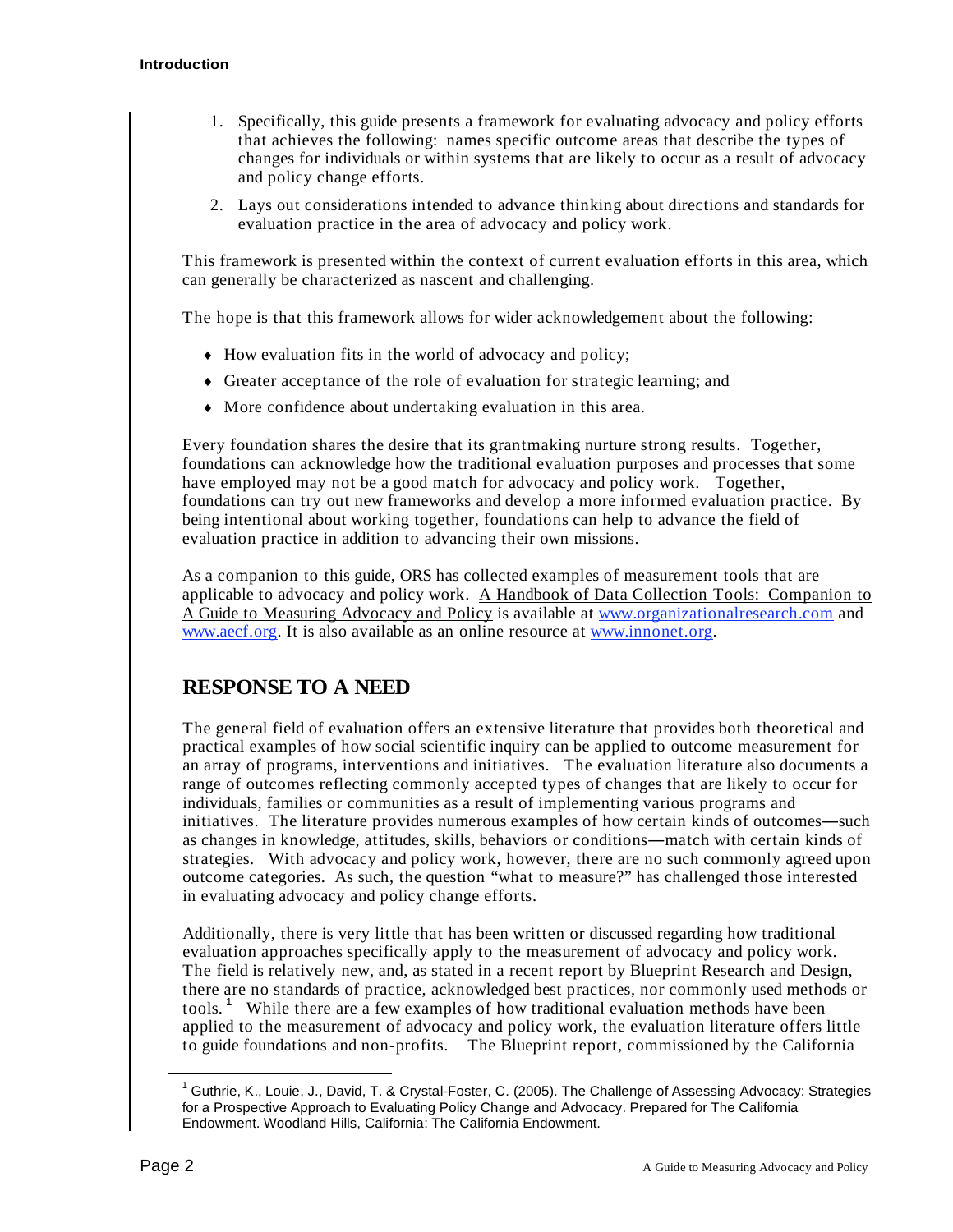1. Specifically, this guide presents a framework for evaluating advocacy and policy efforts that achieves the following: names specific outcome areas that describe the types of changes for individuals or within systems that are likely to occur as a result of advocacy and policy change efforts.
2. Lays out considerations intended to advance thinking about directions and standards for evaluation practice in the area of advocacy and policy work.

This framework is presented within the context of current evaluation efforts in this area, which can generally be characterized as nascent and challenging.

The hope is that this framework allows for wider acknowledgement about the following:

- How evaluation fits in the world of advocacy and policy;
- Greater acceptance of the role of evaluation for strategic learning; and
- More confidence about undertaking evaluation in this area.

Every foundation shares the desire that its grantmaking nurture strong results. Together, foundations can acknowledge how the traditional evaluation purposes and processes that some have employed may not be a good match for advocacy and policy work. Together, foundations can try out new frameworks and develop a more informed evaluation practice. By being intentional about working together, foundations can help to advance the field of evaluation practice in addition to advancing their own missions.

As a companion to this guide, ORS has collected examples of measurement tools that are applicable to advocacy and policy work. A Handbook of Data Collection Tools: Companion to A Guide to Measuring Advocacy and Policy is available at www.organizationalresearch.com and www.aecf.org. It is also available as an online resource at www.innonet.org.

## RESPONSE TO A NEED

The general field of evaluation offers an extensive literature that provides both theoretical and practical examples of how social scientific inquiry can be applied to outcome measurement for an array of programs, interventions and initiatives. The evaluation literature also documents a range of outcomes reflecting commonly accepted types of changes that are likely to occur for individuals, families or communities as a result of implementing various programs and initiatives. The literature provides numerous examples of how certain kinds of outcomes—such as changes in knowledge, attitudes, skills, behaviors or conditions—match with certain kinds of strategies. With advocacy and policy work, however, there are no such commonly agreed upon outcome categories. As such, the question "what to measure?" has challenged those interested in evaluating advocacy and policy change efforts.

Additionally, there is very little that has been written or discussed regarding how traditional evaluation approaches specifically apply to the measurement of advocacy and policy work. The field is relatively new, and, as stated in a recent report by Blueprint Research and Design, there are no standards of practice, acknowledged best practices, nor commonly used methods or tools.[1] While there are a few examples of how traditional evaluation methods have been applied to the measurement of advocacy and policy work, the evaluation literature offers little to guide foundations and non-profits. The Blueprint report, commissioned by the California

[1] Guthrie, K., Louie, J., David, T. & Crystal-Foster, C. (2005). The Challenge of Assessing Advocacy: Strategies for a Prospective Approach to Evaluating Policy Change and Advocacy. Prepared for The California Endowment. Woodland Hills, California: The California Endowment.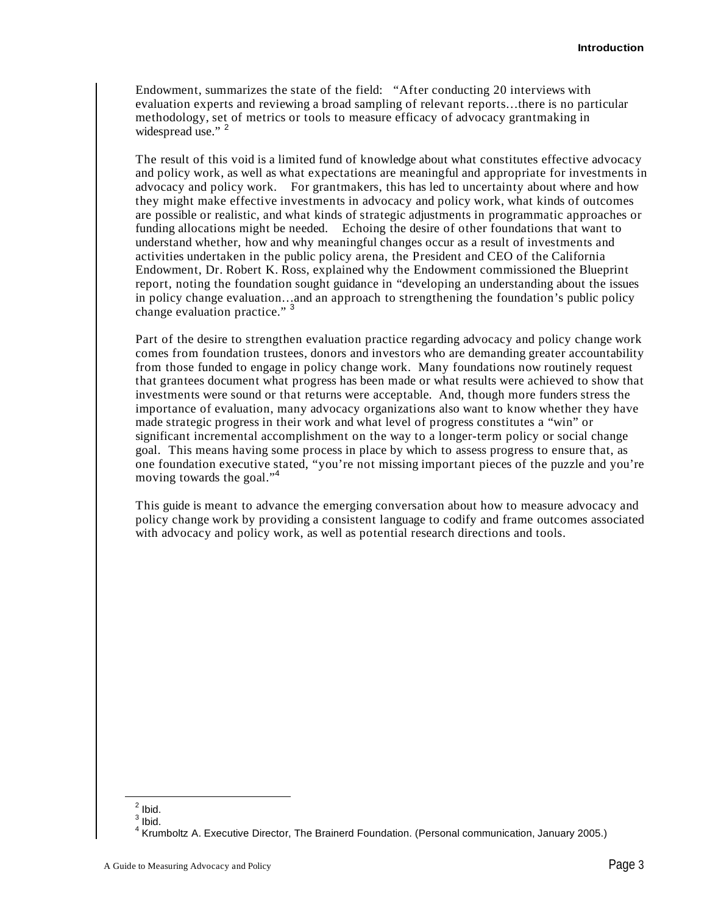Endowment, summarizes the state of the field: "After conducting 20 interviews with evaluation experts and reviewing a broad sampling of relevant reports…there is no particular methodology, set of metrics or tools to measure efficacy of advocacy grantmaking in widespread use." [2]

The result of this void is a limited fund of knowledge about what constitutes effective advocacy and policy work, as well as what expectations are meaningful and appropriate for investments in advocacy and policy work. For grantmakers, this has led to uncertainty about where and how they might make effective investments in advocacy and policy work, what kinds of outcomes are possible or realistic, and what kinds of strategic adjustments in programmatic approaches or funding allocations might be needed. Echoing the desire of other foundations that want to understand whether, how and why meaningful changes occur as a result of investments and activities undertaken in the public policy arena, the President and CEO of the California Endowment, Dr. Robert K. Ross, explained why the Endowment commissioned the Blueprint report, noting the foundation sought guidance in "developing an understanding about the issues in policy change evaluation…and an approach to strengthening the foundation's public policy change evaluation practice." [3]

Part of the desire to strengthen evaluation practice regarding advocacy and policy change work comes from foundation trustees, donors and investors who are demanding greater accountability from those funded to engage in policy change work. Many foundations now routinely request that grantees document what progress has been made or what results were achieved to show that investments were sound or that returns were acceptable. And, though more funders stress the importance of evaluation, many advocacy organizations also want to know whether they have made strategic progress in their work and what level of progress constitutes a "win" or significant incremental accomplishment on the way to a longer-term policy or social change goal. This means having some process in place by which to assess progress to ensure that, as one foundation executive stated, "you're not missing important pieces of the puzzle and you're moving towards the goal."[4]

This guide is meant to advance the emerging conversation about how to measure advocacy and policy change work by providing a consistent language to codify and frame outcomes associated with advocacy and policy work, as well as potential research directions and tools.

---

[2] Ibid.
[3] Ibid.
[4] Krumboltz A. Executive Director, The Brainerd Foundation. (Personal communication, January 2005.)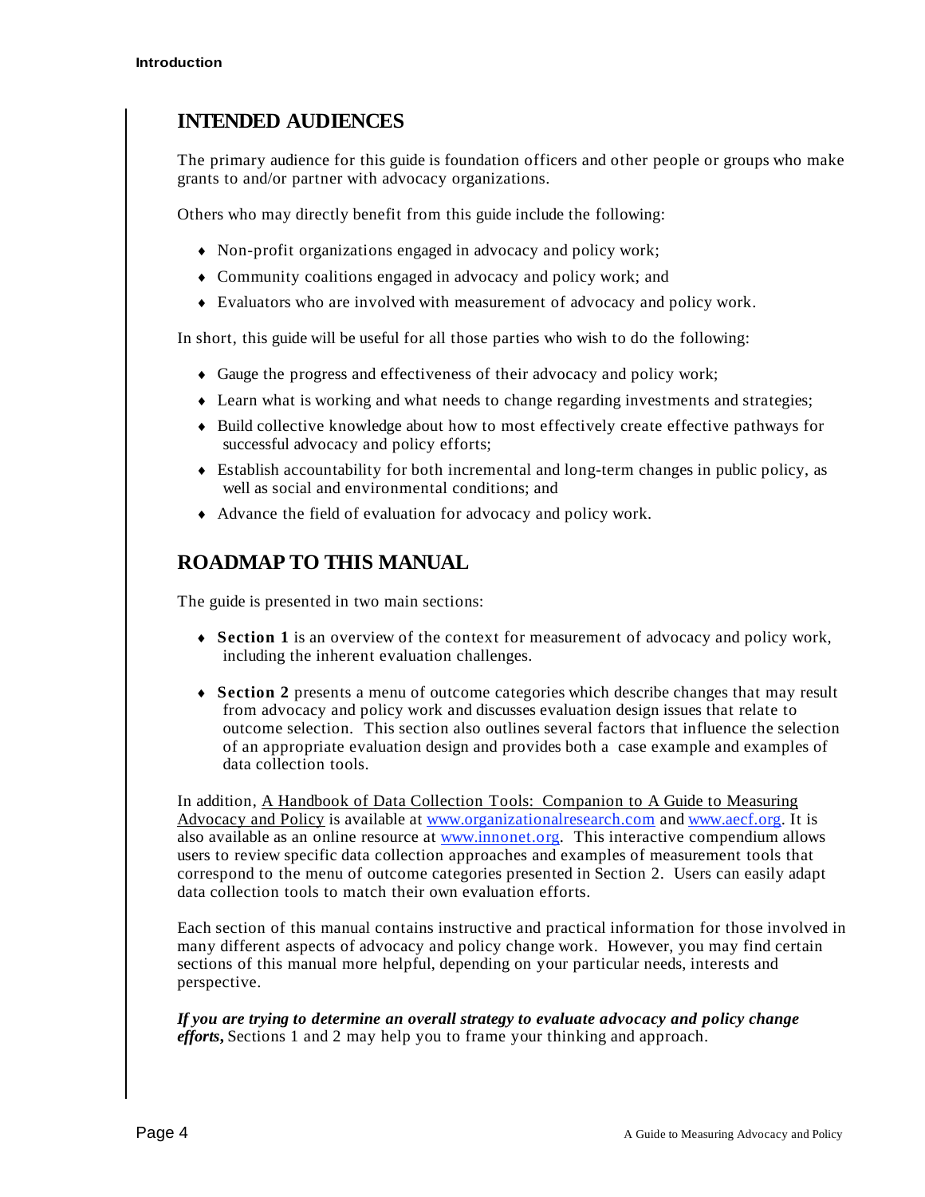## INTENDED AUDIENCES

The primary audience for this guide is foundation officers and other people or groups who make grants to and/or partner with advocacy organizations.

Others who may directly benefit from this guide include the following:

- Non-profit organizations engaged in advocacy and policy work;
- Community coalitions engaged in advocacy and policy work; and
- Evaluators who are involved with measurement of advocacy and policy work.

In short, this guide will be useful for all those parties who wish to do the following:

- Gauge the progress and effectiveness of their advocacy and policy work;
- Learn what is working and what needs to change regarding investments and strategies;
- Build collective knowledge about how to most effectively create effective pathways for successful advocacy and policy efforts;
- Establish accountability for both incremental and long-term changes in public policy, as well as social and environmental conditions; and
- Advance the field of evaluation for advocacy and policy work.

## ROADMAP TO THIS MANUAL

The guide is presented in two main sections:

- **Section 1** is an overview of the context for measurement of advocacy and policy work, including the inherent evaluation challenges.
- **Section 2** presents a menu of outcome categories which describe changes that may result from advocacy and policy work and discusses evaluation design issues that relate to outcome selection. This section also outlines several factors that influence the selection of an appropriate evaluation design and provides both a case example and examples of data collection tools.

In addition, A Handbook of Data Collection Tools: Companion to A Guide to Measuring Advocacy and Policy is available at www.organizationalresearch.com and www.aecf.org. It is also available as an online resource at www.innonet.org. This interactive compendium allows users to review specific data collection approaches and examples of measurement tools that correspond to the menu of outcome categories presented in Section 2. Users can easily adapt data collection tools to match their own evaluation efforts.

Each section of this manual contains instructive and practical information for those involved in many different aspects of advocacy and policy change work. However, you may find certain sections of this manual more helpful, depending on your particular needs, interests and perspective.

***If you are trying to determine an overall strategy to evaluate advocacy and policy change efforts*,** Sections 1 and 2 may help you to frame your thinking and approach.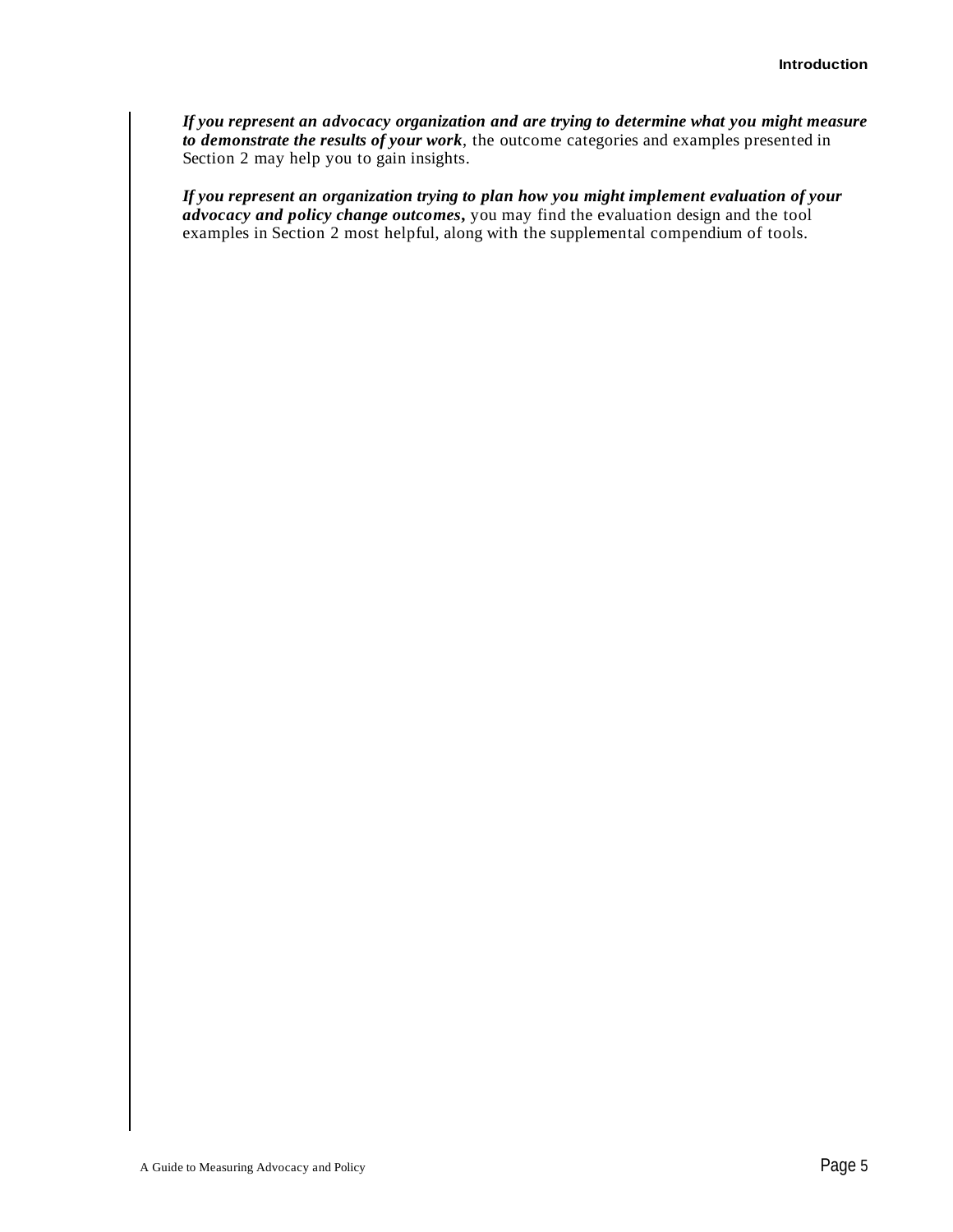***If you represent an advocacy organization and are trying to determine what you might measure to demonstrate the results of your work***, the outcome categories and examples presented in Section 2 may help you to gain insights.

***If you represent an organization trying to plan how you might implement evaluation of your advocacy and policy change outcomes***, you may find the evaluation design and the tool examples in Section 2 most helpful, along with the supplemental compendium of tools.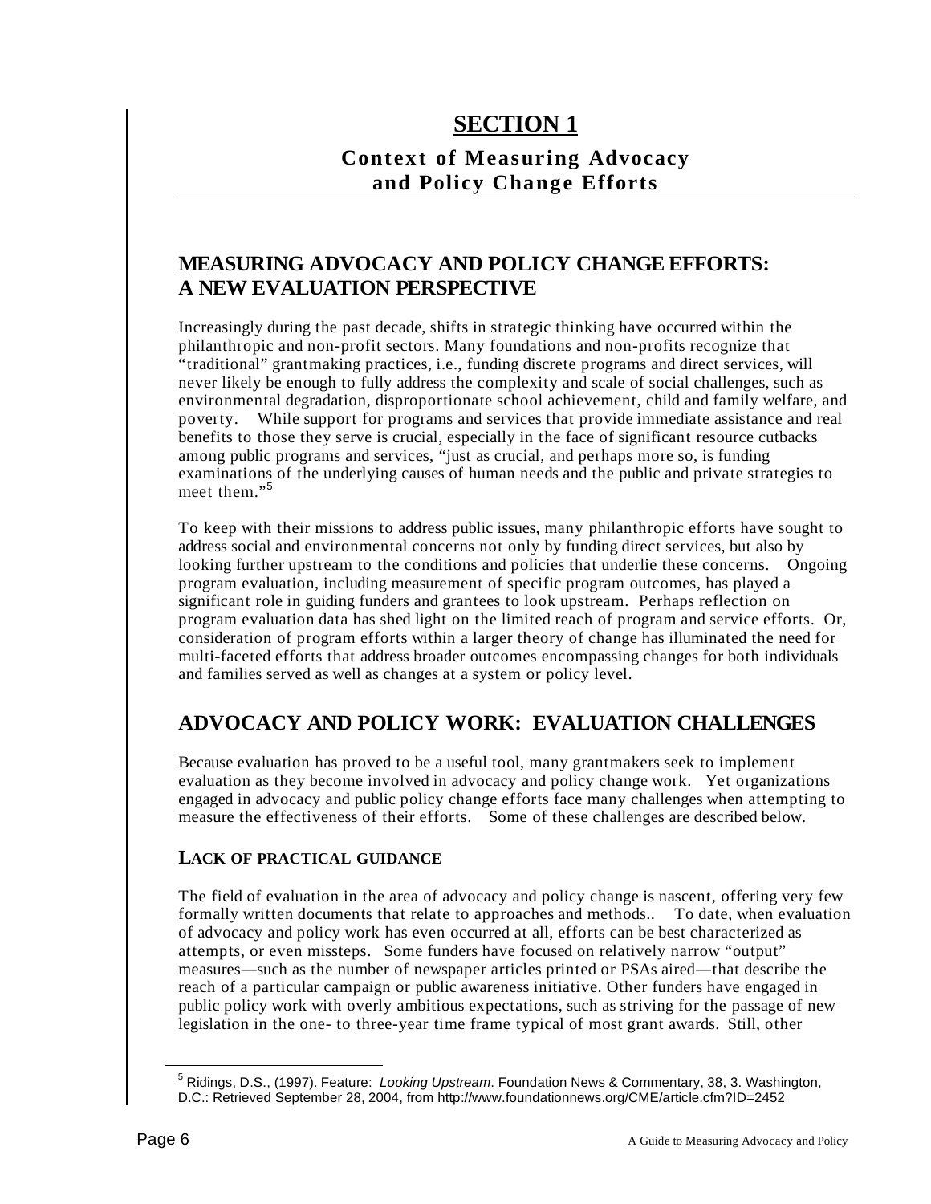# SECTION 1

## Context of Measuring Advocacy and Policy Change Efforts

## MEASURING ADVOCACY AND POLICY CHANGE EFFORTS: A NEW EVALUATION PERSPECTIVE

Increasingly during the past decade, shifts in strategic thinking have occurred within the philanthropic and non-profit sectors. Many foundations and non-profits recognize that "traditional" grantmaking practices, i.e., funding discrete programs and direct services, will never likely be enough to fully address the complexity and scale of social challenges, such as environmental degradation, disproportionate school achievement, child and family welfare, and poverty. While support for programs and services that provide immediate assistance and real benefits to those they serve is crucial, especially in the face of significant resource cutbacks among public programs and services, "just as crucial, and perhaps more so, is funding examinations of the underlying causes of human needs and the public and private strategies to meet them."[5]

To keep with their missions to address public issues, many philanthropic efforts have sought to address social and environmental concerns not only by funding direct services, but also by looking further upstream to the conditions and policies that underlie these concerns. Ongoing program evaluation, including measurement of specific program outcomes, has played a significant role in guiding funders and grantees to look upstream. Perhaps reflection on program evaluation data has shed light on the limited reach of program and service efforts. Or, consideration of program efforts within a larger theory of change has illuminated the need for multi-faceted efforts that address broader outcomes encompassing changes for both individuals and families served as well as changes at a system or policy level.

## ADVOCACY AND POLICY WORK: EVALUATION CHALLENGES

Because evaluation has proved to be a useful tool, many grantmakers seek to implement evaluation as they become involved in advocacy and policy change work. Yet organizations engaged in advocacy and public policy change efforts face many challenges when attempting to measure the effectiveness of their efforts. Some of these challenges are described below.

### LACK OF PRACTICAL GUIDANCE

The field of evaluation in the area of advocacy and policy change is nascent, offering very few formally written documents that relate to approaches and methods.. To date, when evaluation of advocacy and policy work has even occurred at all, efforts can be best characterized as attempts, or even missteps. Some funders have focused on relatively narrow "output" measures—such as the number of newspaper articles printed or PSAs aired—that describe the reach of a particular campaign or public awareness initiative. Other funders have engaged in public policy work with overly ambitious expectations, such as striving for the passage of new legislation in the one- to three-year time frame typical of most grant awards. Still, other

[5] Ridings, D.S., (1997). Feature: *Looking Upstream*. Foundation News & Commentary, 38, 3. Washington, D.C.: Retrieved September 28, 2004, from http://www.foundationnews.org/CME/article.cfm?ID=2452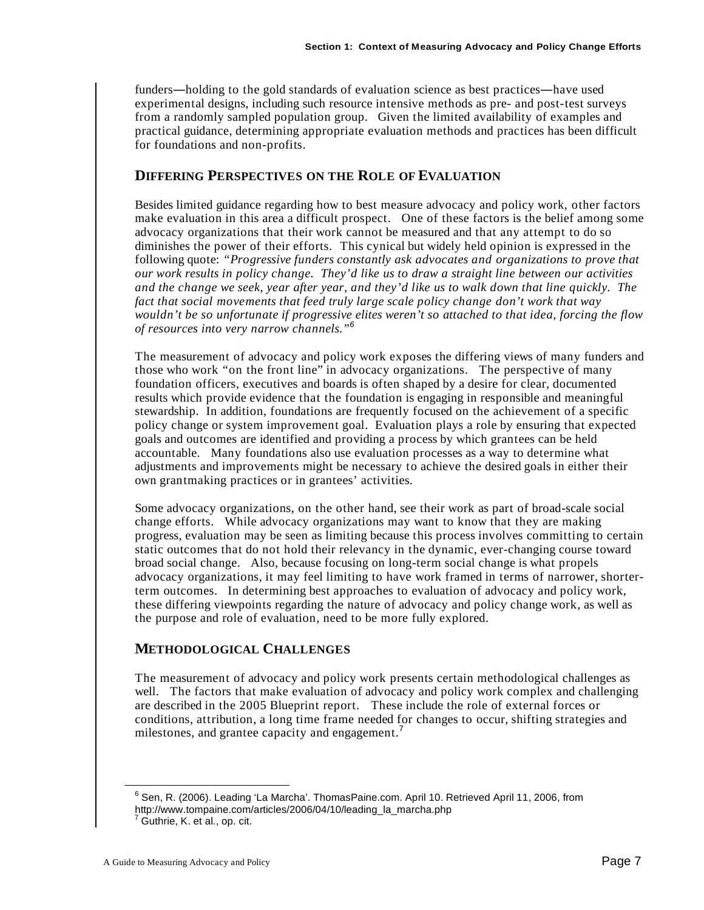funders—holding to the gold standards of evaluation science as best practices—have used experimental designs, including such resource intensive methods as pre- and post-test surveys from a randomly sampled population group. Given the limited availability of examples and practical guidance, determining appropriate evaluation methods and practices has been difficult for foundations and non-profits.

## DIFFERING PERSPECTIVES ON THE ROLE OF EVALUATION

Besides limited guidance regarding how to best measure advocacy and policy work, other factors make evaluation in this area a difficult prospect. One of these factors is the belief among some advocacy organizations that their work cannot be measured and that any attempt to do so diminishes the power of their efforts. This cynical but widely held opinion is expressed in the following quote: *"Progressive funders constantly ask advocates and organizations to prove that our work results in policy change. They'd like us to draw a straight line between our activities and the change we seek, year after year, and they'd like us to walk down that line quickly. The fact that social movements that feed truly large scale policy change don't work that way wouldn't be so unfortunate if progressive elites weren't so attached to that idea, forcing the flow of resources into very narrow channels."*[6]

The measurement of advocacy and policy work exposes the differing views of many funders and those who work "on the front line" in advocacy organizations. The perspective of many foundation officers, executives and boards is often shaped by a desire for clear, documented results which provide evidence that the foundation is engaging in responsible and meaningful stewardship. In addition, foundations are frequently focused on the achievement of a specific policy change or system improvement goal. Evaluation plays a role by ensuring that expected goals and outcomes are identified and providing a process by which grantees can be held accountable. Many foundations also use evaluation processes as a way to determine what adjustments and improvements might be necessary to achieve the desired goals in either their own grantmaking practices or in grantees' activities.

Some advocacy organizations, on the other hand, see their work as part of broad-scale social change efforts. While advocacy organizations may want to know that they are making progress, evaluation may be seen as limiting because this process involves committing to certain static outcomes that do not hold their relevancy in the dynamic, ever-changing course toward broad social change. Also, because focusing on long-term social change is what propels advocacy organizations, it may feel limiting to have work framed in terms of narrower, shorter-term outcomes. In determining best approaches to evaluation of advocacy and policy work, these differing viewpoints regarding the nature of advocacy and policy change work, as well as the purpose and role of evaluation, need to be more fully explored.

## METHODOLOGICAL CHALLENGES

The measurement of advocacy and policy work presents certain methodological challenges as well. The factors that make evaluation of advocacy and policy work complex and challenging are described in the 2005 Blueprint report. These include the role of external forces or conditions, attribution, a long time frame needed for changes to occur, shifting strategies and milestones, and grantee capacity and engagement.[7]

---

[6] Sen, R. (2006). Leading 'La Marcha'. ThomasPaine.com. April 10. Retrieved April 11, 2006, from http://www.tompaine.com/articles/2006/04/10/leading_la_marcha.php

[7] Guthrie, K. et al., op. cit.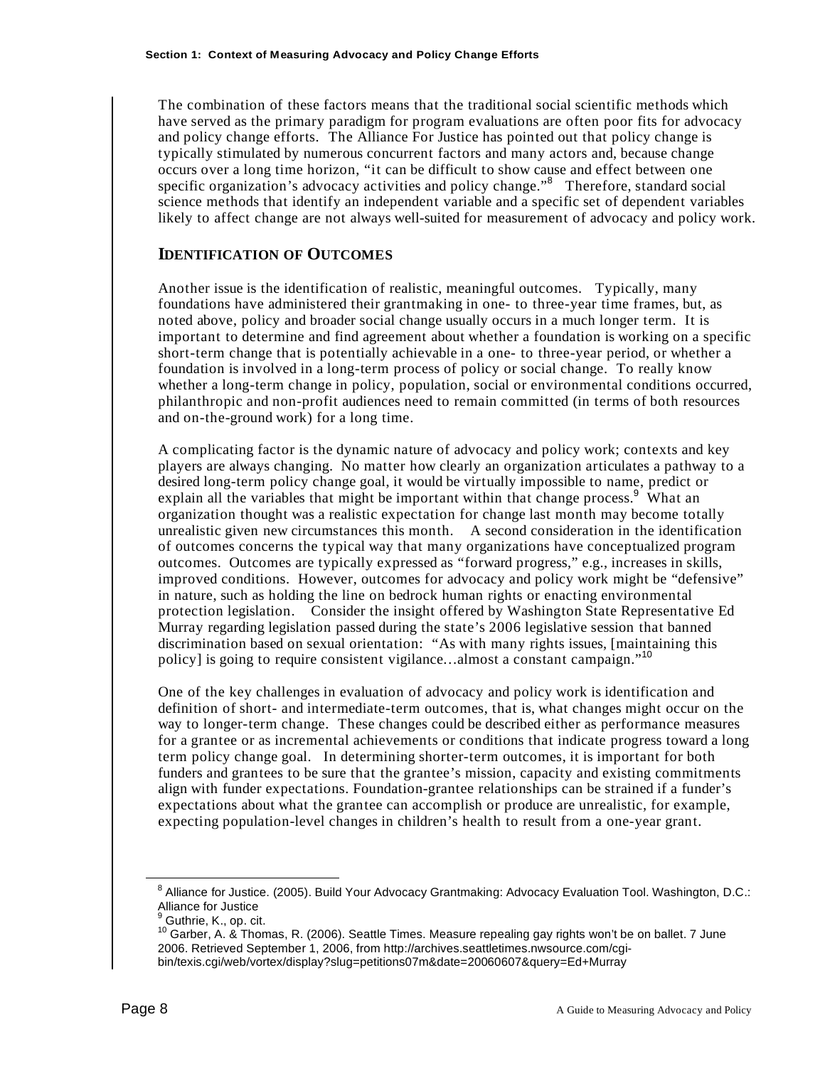The combination of these factors means that the traditional social scientific methods which have served as the primary paradigm for program evaluations are often poor fits for advocacy and policy change efforts. The Alliance For Justice has pointed out that policy change is typically stimulated by numerous concurrent factors and many actors and, because change occurs over a long time horizon, "it can be difficult to show cause and effect between one specific organization's advocacy activities and policy change."[8] Therefore, standard social science methods that identify an independent variable and a specific set of dependent variables likely to affect change are not always well-suited for measurement of advocacy and policy work.

## IDENTIFICATION OF OUTCOMES

Another issue is the identification of realistic, meaningful outcomes. Typically, many foundations have administered their grantmaking in one- to three-year time frames, but, as noted above, policy and broader social change usually occurs in a much longer term. It is important to determine and find agreement about whether a foundation is working on a specific short-term change that is potentially achievable in a one- to three-year period, or whether a foundation is involved in a long-term process of policy or social change. To really know whether a long-term change in policy, population, social or environmental conditions occurred, philanthropic and non-profit audiences need to remain committed (in terms of both resources and on-the-ground work) for a long time.

A complicating factor is the dynamic nature of advocacy and policy work; contexts and key players are always changing. No matter how clearly an organization articulates a pathway to a desired long-term policy change goal, it would be virtually impossible to name, predict or explain all the variables that might be important within that change process.[9] What an organization thought was a realistic expectation for change last month may become totally unrealistic given new circumstances this month. A second consideration in the identification of outcomes concerns the typical way that many organizations have conceptualized program outcomes. Outcomes are typically expressed as "forward progress," e.g., increases in skills, improved conditions. However, outcomes for advocacy and policy work might be "defensive" in nature, such as holding the line on bedrock human rights or enacting environmental protection legislation. Consider the insight offered by Washington State Representative Ed Murray regarding legislation passed during the state's 2006 legislative session that banned discrimination based on sexual orientation: "As with many rights issues, [maintaining this policy] is going to require consistent vigilance…almost a constant campaign."[10]

One of the key challenges in evaluation of advocacy and policy work is identification and definition of short- and intermediate-term outcomes, that is, what changes might occur on the way to longer-term change. These changes could be described either as performance measures for a grantee or as incremental achievements or conditions that indicate progress toward a long term policy change goal. In determining shorter-term outcomes, it is important for both funders and grantees to be sure that the grantee's mission, capacity and existing commitments align with funder expectations. Foundation-grantee relationships can be strained if a funder's expectations about what the grantee can accomplish or produce are unrealistic, for example, expecting population-level changes in children's health to result from a one-year grant.

---

[8] Alliance for Justice. (2005). Build Your Advocacy Grantmaking: Advocacy Evaluation Tool. Washington, D.C.: Alliance for Justice

[9] Guthrie, K., op. cit.

[10] Garber, A. & Thomas, R. (2006). Seattle Times. Measure repealing gay rights won't be on ballet. 7 June 2006. Retrieved September 1, 2006, from http://archives.seattletimes.nwsource.com/cgi-bin/texis.cgi/web/vortex/display?slug=petitions07m&date=20060607&query=Ed+Murray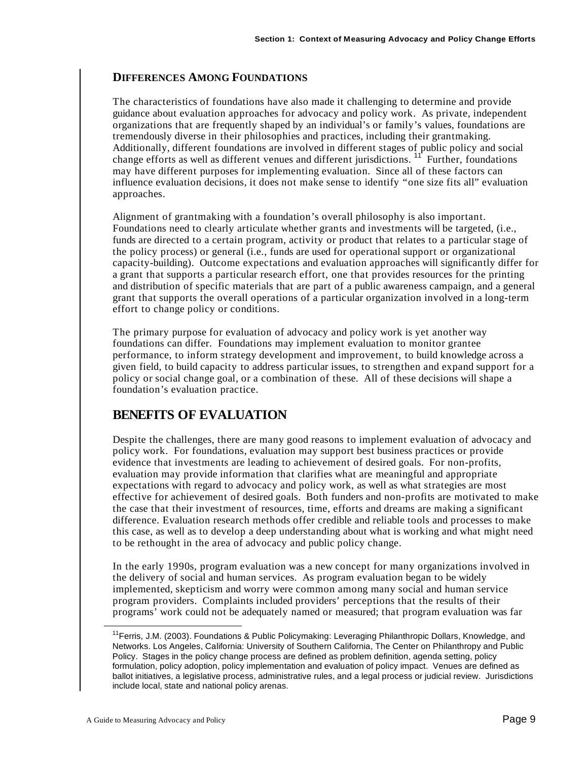### Differences Among Foundations

The characteristics of foundations have also made it challenging to determine and provide guidance about evaluation approaches for advocacy and policy work. As private, independent organizations that are frequently shaped by an individual's or family's values, foundations are tremendously diverse in their philosophies and practices, including their grantmaking. Additionally, different foundations are involved in different stages of public policy and social change efforts as well as different venues and different jurisdictions.[11] Further, foundations may have different purposes for implementing evaluation. Since all of these factors can influence evaluation decisions, it does not make sense to identify "one size fits all" evaluation approaches.

Alignment of grantmaking with a foundation's overall philosophy is also important. Foundations need to clearly articulate whether grants and investments will be targeted, (i.e., funds are directed to a certain program, activity or product that relates to a particular stage of the policy process) or general (i.e., funds are used for operational support or organizational capacity-building). Outcome expectations and evaluation approaches will significantly differ for a grant that supports a particular research effort, one that provides resources for the printing and distribution of specific materials that are part of a public awareness campaign, and a general grant that supports the overall operations of a particular organization involved in a long-term effort to change policy or conditions.

The primary purpose for evaluation of advocacy and policy work is yet another way foundations can differ. Foundations may implement evaluation to monitor grantee performance, to inform strategy development and improvement, to build knowledge across a given field, to build capacity to address particular issues, to strengthen and expand support for a policy or social change goal, or a combination of these. All of these decisions will shape a foundation's evaluation practice.

## BENEFITS OF EVALUATION

Despite the challenges, there are many good reasons to implement evaluation of advocacy and policy work. For foundations, evaluation may support best business practices or provide evidence that investments are leading to achievement of desired goals. For non-profits, evaluation may provide information that clarifies what are meaningful and appropriate expectations with regard to advocacy and policy work, as well as what strategies are most effective for achievement of desired goals. Both funders and non-profits are motivated to make the case that their investment of resources, time, efforts and dreams are making a significant difference. Evaluation research methods offer credible and reliable tools and processes to make this case, as well as to develop a deep understanding about what is working and what might need to be rethought in the area of advocacy and public policy change.

In the early 1990s, program evaluation was a new concept for many organizations involved in the delivery of social and human services. As program evaluation began to be widely implemented, skepticism and worry were common among many social and human service program providers. Complaints included providers' perceptions that the results of their programs' work could not be adequately named or measured; that program evaluation was far

---

[11] Ferris, J.M. (2003). Foundations & Public Policymaking: Leveraging Philanthropic Dollars, Knowledge, and Networks. Los Angeles, California: University of Southern California, The Center on Philanthropy and Public Policy. Stages in the policy change process are defined as problem definition, agenda setting, policy formulation, policy adoption, policy implementation and evaluation of policy impact. Venues are defined as ballot initiatives, a legislative process, administrative rules, and a legal process or judicial review. Jurisdictions include local, state and national policy arenas.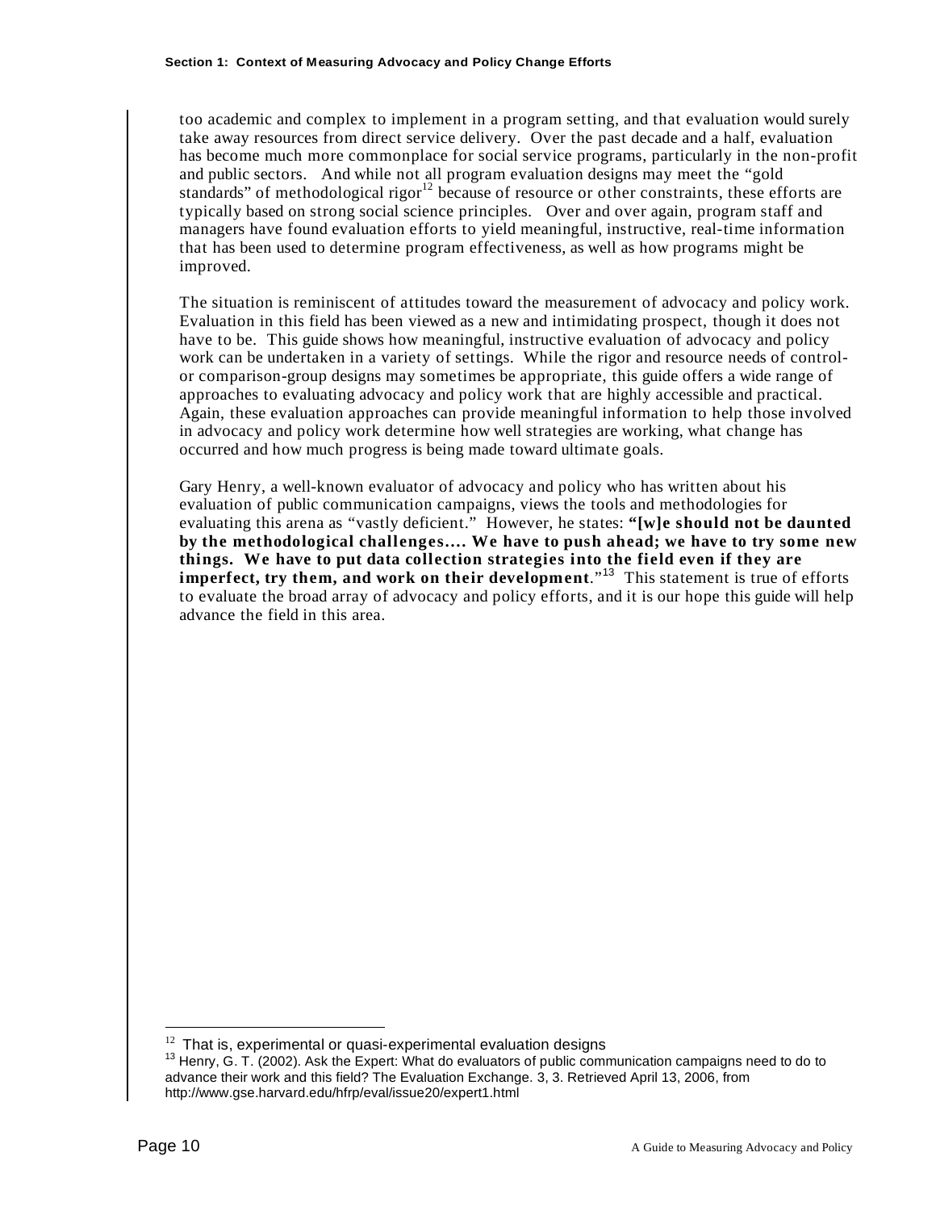too academic and complex to implement in a program setting, and that evaluation would surely take away resources from direct service delivery. Over the past decade and a half, evaluation has become much more commonplace for social service programs, particularly in the non-profit and public sectors. And while not all program evaluation designs may meet the "gold standards" of methodological rigor[12] because of resource or other constraints, these efforts are typically based on strong social science principles. Over and over again, program staff and managers have found evaluation efforts to yield meaningful, instructive, real-time information that has been used to determine program effectiveness, as well as how programs might be improved.

The situation is reminiscent of attitudes toward the measurement of advocacy and policy work. Evaluation in this field has been viewed as a new and intimidating prospect, though it does not have to be. This guide shows how meaningful, instructive evaluation of advocacy and policy work can be undertaken in a variety of settings. While the rigor and resource needs of control- or comparison-group designs may sometimes be appropriate, this guide offers a wide range of approaches to evaluating advocacy and policy work that are highly accessible and practical. Again, these evaluation approaches can provide meaningful information to help those involved in advocacy and policy work determine how well strategies are working, what change has occurred and how much progress is being made toward ultimate goals.

Gary Henry, a well-known evaluator of advocacy and policy who has written about his evaluation of public communication campaigns, views the tools and methodologies for evaluating this arena as "vastly deficient." However, he states: **"[w]e should not be daunted by the methodological challenges…. We have to push ahead; we have to try some new things. We have to put data collection strategies into the field even if they are imperfect, try them, and work on their development**."[13] This statement is true of efforts to evaluate the broad array of advocacy and policy efforts, and it is our hope this guide will help advance the field in this area.

---

[12] That is, experimental or quasi-experimental evaluation designs

[13] Henry, G. T. (2002). Ask the Expert: What do evaluators of public communication campaigns need to do to advance their work and this field? The Evaluation Exchange. 3, 3. Retrieved April 13, 2006, from http://www.gse.harvard.edu/hfrp/eval/issue20/expert1.html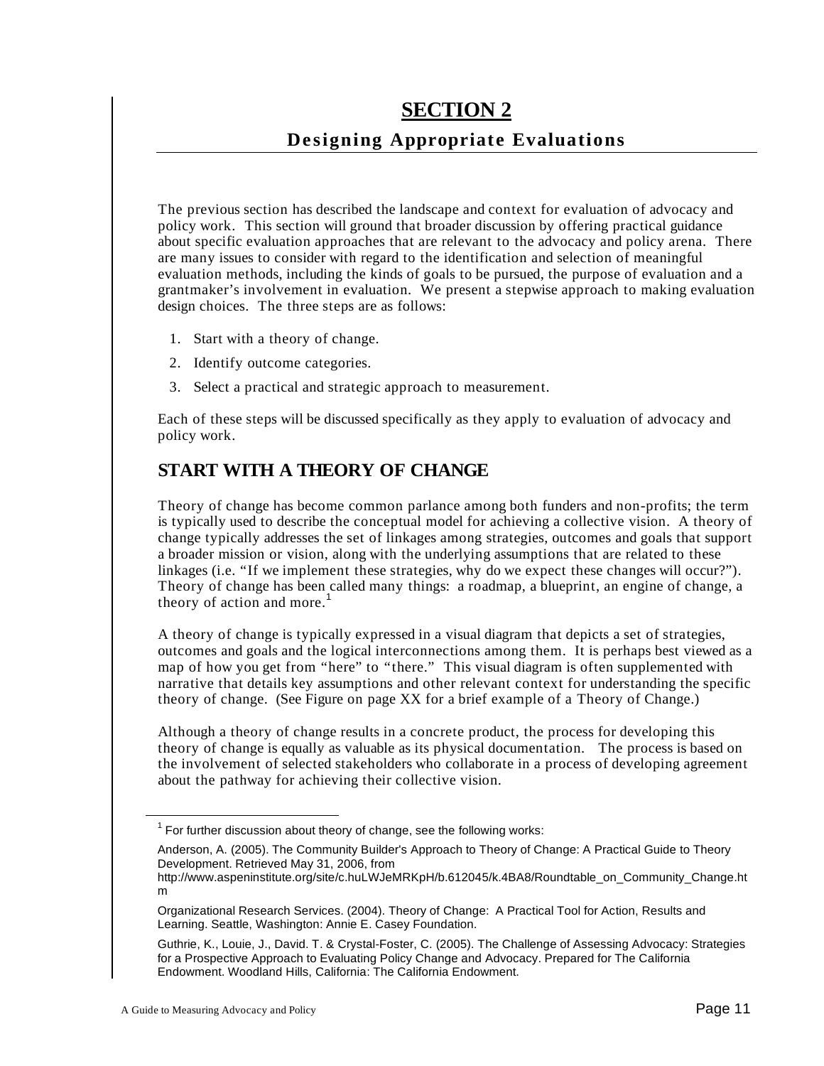# SECTION 2

## Designing Appropriate Evaluations

The previous section has described the landscape and context for evaluation of advocacy and policy work. This section will ground that broader discussion by offering practical guidance about specific evaluation approaches that are relevant to the advocacy and policy arena. There are many issues to consider with regard to the identification and selection of meaningful evaluation methods, including the kinds of goals to be pursued, the purpose of evaluation and a grantmaker's involvement in evaluation. We present a stepwise approach to making evaluation design choices. The three steps are as follows:

1. Start with a theory of change.
2. Identify outcome categories.
3. Select a practical and strategic approach to measurement.

Each of these steps will be discussed specifically as they apply to evaluation of advocacy and policy work.

## START WITH A THEORY OF CHANGE

Theory of change has become common parlance among both funders and non-profits; the term is typically used to describe the conceptual model for achieving a collective vision. A theory of change typically addresses the set of linkages among strategies, outcomes and goals that support a broader mission or vision, along with the underlying assumptions that are related to these linkages (i.e. "If we implement these strategies, why do we expect these changes will occur?"). Theory of change has been called many things: a roadmap, a blueprint, an engine of change, a theory of action and more.[1]

A theory of change is typically expressed in a visual diagram that depicts a set of strategies, outcomes and goals and the logical interconnections among them. It is perhaps best viewed as a map of how you get from "here" to "there." This visual diagram is often supplemented with narrative that details key assumptions and other relevant context for understanding the specific theory of change. (See Figure on page XX for a brief example of a Theory of Change.)

Although a theory of change results in a concrete product, the process for developing this theory of change is equally as valuable as its physical documentation. The process is based on the involvement of selected stakeholders who collaborate in a process of developing agreement about the pathway for achieving their collective vision.

---

[1] For further discussion about theory of change, see the following works:

Anderson, A. (2005). The Community Builder's Approach to Theory of Change: A Practical Guide to Theory Development. Retrieved May 31, 2006, from http://www.aspeninstitute.org/site/c.huLWJeMRKpH/b.612045/k.4BA8/Roundtable_on_Community_Change.htm

Organizational Research Services. (2004). Theory of Change: A Practical Tool for Action, Results and Learning. Seattle, Washington: Annie E. Casey Foundation.

Guthrie, K., Louie, J., David. T. & Crystal-Foster, C. (2005). The Challenge of Assessing Advocacy: Strategies for a Prospective Approach to Evaluating Policy Change and Advocacy. Prepared for The California Endowment. Woodland Hills, California: The California Endowment.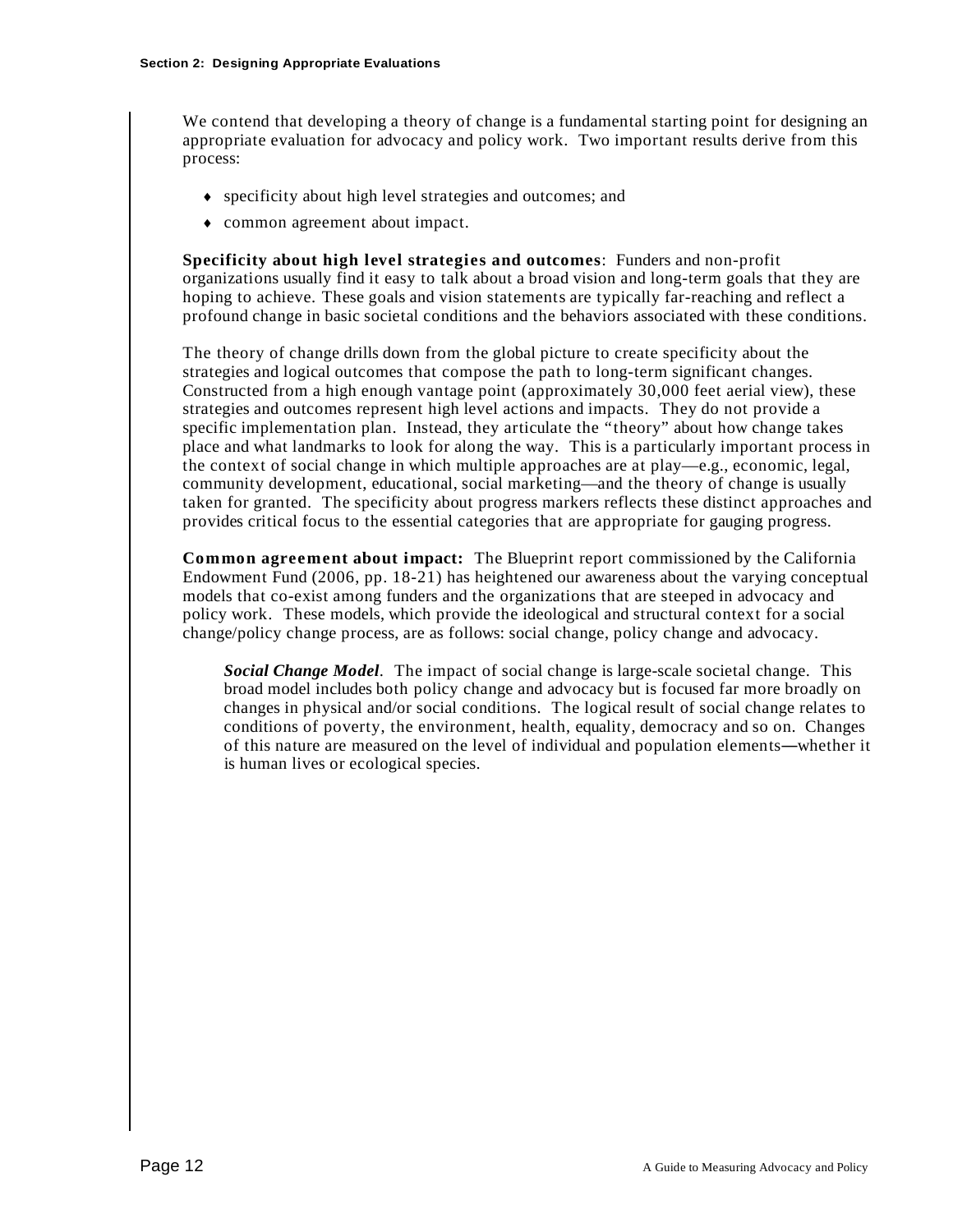We contend that developing a theory of change is a fundamental starting point for designing an appropriate evaluation for advocacy and policy work. Two important results derive from this process:

- specificity about high level strategies and outcomes; and
- common agreement about impact.

**Specificity about high level strategies and outcomes**: Funders and non-profit organizations usually find it easy to talk about a broad vision and long-term goals that they are hoping to achieve. These goals and vision statements are typically far-reaching and reflect a profound change in basic societal conditions and the behaviors associated with these conditions.

The theory of change drills down from the global picture to create specificity about the strategies and logical outcomes that compose the path to long-term significant changes. Constructed from a high enough vantage point (approximately 30,000 feet aerial view), these strategies and outcomes represent high level actions and impacts. They do not provide a specific implementation plan. Instead, they articulate the "theory" about how change takes place and what landmarks to look for along the way. This is a particularly important process in the context of social change in which multiple approaches are at play—e.g., economic, legal, community development, educational, social marketing—and the theory of change is usually taken for granted. The specificity about progress markers reflects these distinct approaches and provides critical focus to the essential categories that are appropriate for gauging progress.

**Common agreement about impact:** The Blueprint report commissioned by the California Endowment Fund (2006, pp. 18-21) has heightened our awareness about the varying conceptual models that co-exist among funders and the organizations that are steeped in advocacy and policy work. These models, which provide the ideological and structural context for a social change/policy change process, are as follows: social change, policy change and advocacy.

> ***Social Change Model***. The impact of social change is large-scale societal change. This broad model includes both policy change and advocacy but is focused far more broadly on changes in physical and/or social conditions. The logical result of social change relates to conditions of poverty, the environment, health, equality, democracy and so on. Changes of this nature are measured on the level of individual and population elements—whether it is human lives or ecological species.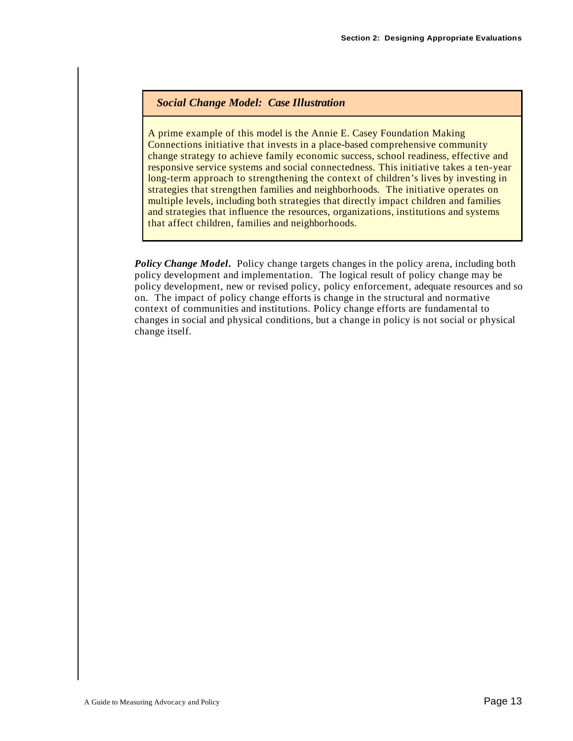***Social Change Model: Case Illustration***

A prime example of this model is the Annie E. Casey Foundation Making Connections initiative that invests in a place-based comprehensive community change strategy to achieve family economic success, school readiness, effective and responsive service systems and social connectedness. This initiative takes a ten-year long-term approach to strengthening the context of children's lives by investing in strategies that strengthen families and neighborhoods. The initiative operates on multiple levels, including both strategies that directly impact children and families and strategies that influence the resources, organizations, institutions and systems that affect children, families and neighborhoods.

***Policy Change Model.*** Policy change targets changes in the policy arena, including both policy development and implementation. The logical result of policy change may be policy development, new or revised policy, policy enforcement, adequate resources and so on. The impact of policy change efforts is change in the structural and normative context of communities and institutions. Policy change efforts are fundamental to changes in social and physical conditions, but a change in policy is not social or physical change itself.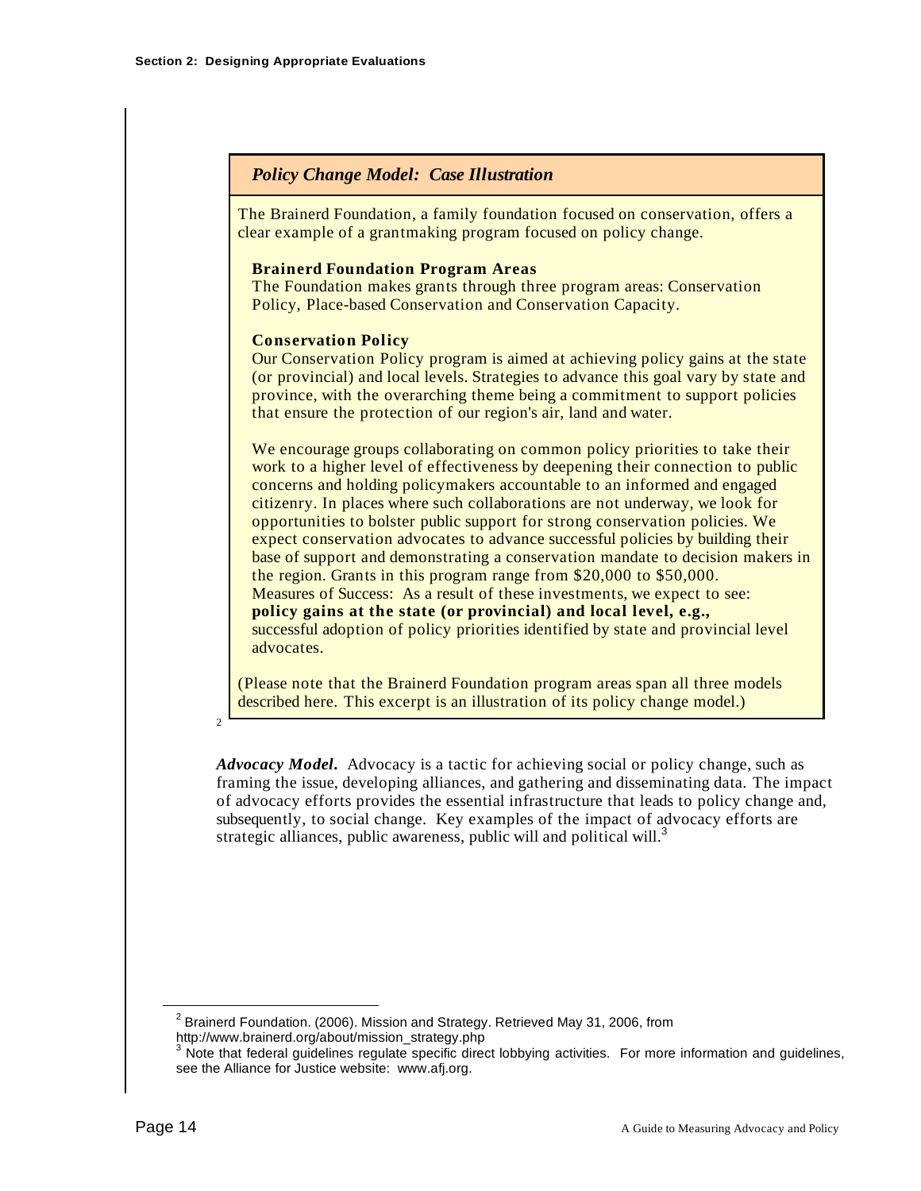### *Policy Change Model: Case Illustration*

The Brainerd Foundation, a family foundation focused on conservation, offers a clear example of a grantmaking program focused on policy change.

**Brainerd Foundation Program Areas**
The Foundation makes grants through three program areas: Conservation Policy, Place-based Conservation and Conservation Capacity.

**Conservation Policy**
Our Conservation Policy program is aimed at achieving policy gains at the state (or provincial) and local levels. Strategies to advance this goal vary by state and province, with the overarching theme being a commitment to support policies that ensure the protection of our region's air, land and water.

We encourage groups collaborating on common policy priorities to take their work to a higher level of effectiveness by deepening their connection to public concerns and holding policymakers accountable to an informed and engaged citizenry. In places where such collaborations are not underway, we look for opportunities to bolster public support for strong conservation policies. We expect conservation advocates to advance successful policies by building their base of support and demonstrating a conservation mandate to decision makers in the region. Grants in this program range from $20,000 to $50,000.
Measures of Success: As a result of these investments, we expect to see:
**policy gains at the state (or provincial) and local level, e.g.,** successful adoption of policy priorities identified by state and provincial level advocates.

(Please note that the Brainerd Foundation program areas span all three models described here. This excerpt is an illustration of its policy change model.)

[2]

***Advocacy Model.*** Advocacy is a tactic for achieving social or policy change, such as framing the issue, developing alliances, and gathering and disseminating data. The impact of advocacy efforts provides the essential infrastructure that leads to policy change and, subsequently, to social change. Key examples of the impact of advocacy efforts are strategic alliances, public awareness, public will and political will.[3]

---

[2] Brainerd Foundation. (2006). Mission and Strategy. Retrieved May 31, 2006, from http://www.brainerd.org/about/mission_strategy.php

[3] Note that federal guidelines regulate specific direct lobbying activities. For more information and guidelines, see the Alliance for Justice website: www.afj.org.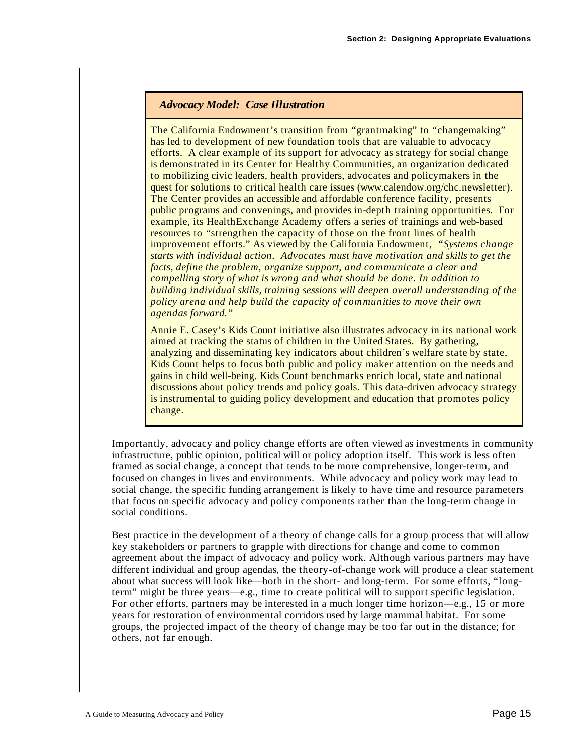### *Advocacy Model: Case Illustration*

The California Endowment's transition from "grantmaking" to "changemaking" has led to development of new foundation tools that are valuable to advocacy efforts. A clear example of its support for advocacy as strategy for social change is demonstrated in its Center for Healthy Communities, an organization dedicated to mobilizing civic leaders, health providers, advocates and policymakers in the quest for solutions to critical health care issues (www.calendow.org/chc.newsletter). The Center provides an accessible and affordable conference facility, presents public programs and convenings, and provides in-depth training opportunities. For example, its HealthExchange Academy offers a series of trainings and web-based resources to "strengthen the capacity of those on the front lines of health improvement efforts." As viewed by the California Endowment, "*Systems change starts with individual action. Advocates must have motivation and skills to get the facts, define the problem, organize support, and communicate a clear and compelling story of what is wrong and what should be done. In addition to building individual skills, training sessions will deepen overall understanding of the policy arena and help build the capacity of communities to move their own agendas forward.*"

Annie E. Casey's Kids Count initiative also illustrates advocacy in its national work aimed at tracking the status of children in the United States. By gathering, analyzing and disseminating key indicators about children's welfare state by state, Kids Count helps to focus both public and policy maker attention on the needs and gains in child well-being. Kids Count benchmarks enrich local, state and national discussions about policy trends and policy goals. This data-driven advocacy strategy is instrumental to guiding policy development and education that promotes policy change.

Importantly, advocacy and policy change efforts are often viewed as investments in community infrastructure, public opinion, political will or policy adoption itself. This work is less often framed as social change, a concept that tends to be more comprehensive, longer-term, and focused on changes in lives and environments. While advocacy and policy work may lead to social change, the specific funding arrangement is likely to have time and resource parameters that focus on specific advocacy and policy components rather than the long-term change in social conditions.

Best practice in the development of a theory of change calls for a group process that will allow key stakeholders or partners to grapple with directions for change and come to common agreement about the impact of advocacy and policy work. Although various partners may have different individual and group agendas, the theory-of-change work will produce a clear statement about what success will look like—both in the short- and long-term. For some efforts, "long-term" might be three years—e.g., time to create political will to support specific legislation. For other efforts, partners may be interested in a much longer time horizon—e.g., 15 or more years for restoration of environmental corridors used by large mammal habitat. For some groups, the projected impact of the theory of change may be too far out in the distance; for others, not far enough.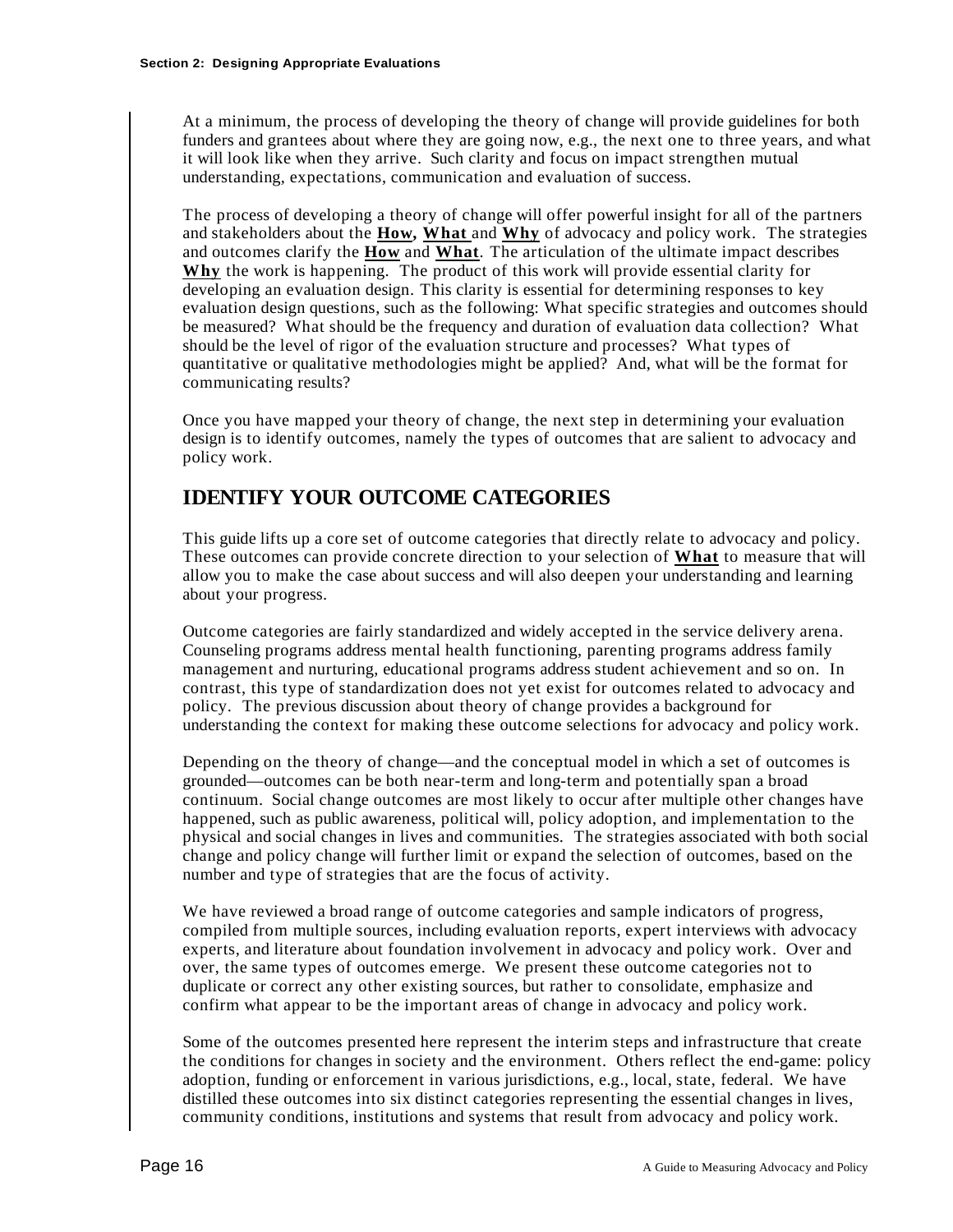At a minimum, the process of developing the theory of change will provide guidelines for both funders and grantees about where they are going now, e.g., the next one to three years, and what it will look like when they arrive. Such clarity and focus on impact strengthen mutual understanding, expectations, communication and evaluation of success.

The process of developing a theory of change will offer powerful insight for all of the partners and stakeholders about the **<u>How</u>, <u>What</u>** and **<u>Why</u>** of advocacy and policy work. The strategies and outcomes clarify the **<u>How</u>** and **<u>What</u>**. The articulation of the ultimate impact describes **<u>Why</u>** the work is happening. The product of this work will provide essential clarity for developing an evaluation design. This clarity is essential for determining responses to key evaluation design questions, such as the following: What specific strategies and outcomes should be measured? What should be the frequency and duration of evaluation data collection? What should be the level of rigor of the evaluation structure and processes? What types of quantitative or qualitative methodologies might be applied? And, what will be the format for communicating results?

Once you have mapped your theory of change, the next step in determining your evaluation design is to identify outcomes, namely the types of outcomes that are salient to advocacy and policy work.

## IDENTIFY YOUR OUTCOME CATEGORIES

This guide lifts up a core set of outcome categories that directly relate to advocacy and policy. These outcomes can provide concrete direction to your selection of **<u>What</u>** to measure that will allow you to make the case about success and will also deepen your understanding and learning about your progress.

Outcome categories are fairly standardized and widely accepted in the service delivery arena. Counseling programs address mental health functioning, parenting programs address family management and nurturing, educational programs address student achievement and so on. In contrast, this type of standardization does not yet exist for outcomes related to advocacy and policy. The previous discussion about theory of change provides a background for understanding the context for making these outcome selections for advocacy and policy work.

Depending on the theory of change—and the conceptual model in which a set of outcomes is grounded—outcomes can be both near-term and long-term and potentially span a broad continuum. Social change outcomes are most likely to occur after multiple other changes have happened, such as public awareness, political will, policy adoption, and implementation to the physical and social changes in lives and communities. The strategies associated with both social change and policy change will further limit or expand the selection of outcomes, based on the number and type of strategies that are the focus of activity.

We have reviewed a broad range of outcome categories and sample indicators of progress, compiled from multiple sources, including evaluation reports, expert interviews with advocacy experts, and literature about foundation involvement in advocacy and policy work. Over and over, the same types of outcomes emerge. We present these outcome categories not to duplicate or correct any other existing sources, but rather to consolidate, emphasize and confirm what appear to be the important areas of change in advocacy and policy work.

Some of the outcomes presented here represent the interim steps and infrastructure that create the conditions for changes in society and the environment. Others reflect the end-game: policy adoption, funding or enforcement in various jurisdictions, e.g., local, state, federal. We have distilled these outcomes into six distinct categories representing the essential changes in lives, community conditions, institutions and systems that result from advocacy and policy work.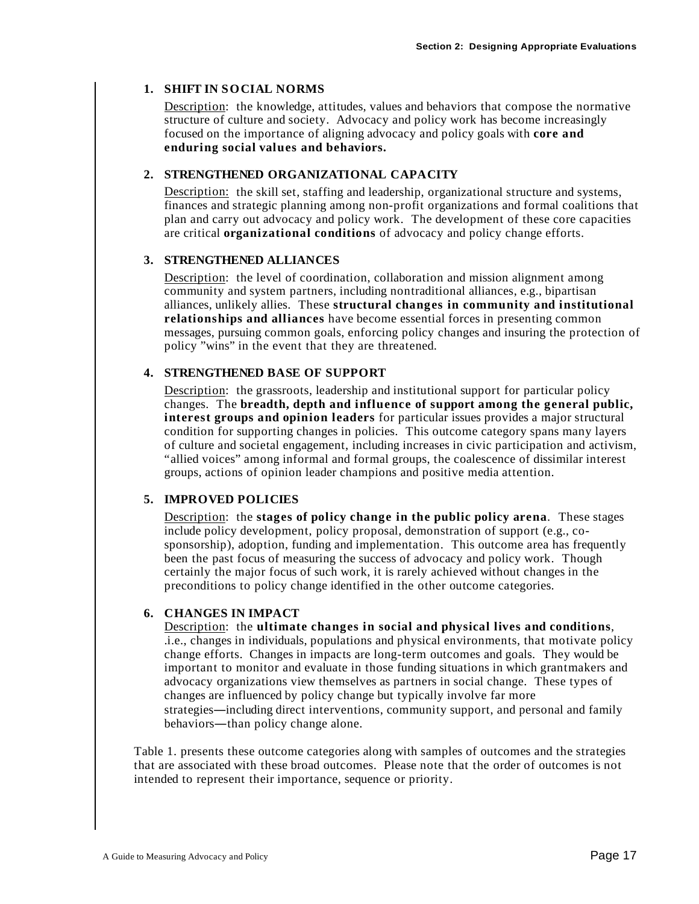1. **SHIFT IN SOCIAL NORMS**

   Description: the knowledge, attitudes, values and behaviors that compose the normative structure of culture and society. Advocacy and policy work has become increasingly focused on the importance of aligning advocacy and policy goals with **core and enduring social values and behaviors.**

2. **STRENGTHENED ORGANIZATIONAL CAPACITY**

   Description: the skill set, staffing and leadership, organizational structure and systems, finances and strategic planning among non-profit organizations and formal coalitions that plan and carry out advocacy and policy work. The development of these core capacities are critical **organizational conditions** of advocacy and policy change efforts.

3. **STRENGTHENED ALLIANCES**

   Description: the level of coordination, collaboration and mission alignment among community and system partners, including nontraditional alliances, e.g., bipartisan alliances, unlikely allies. These **structural changes in community and institutional relationships and alliances** have become essential forces in presenting common messages, pursuing common goals, enforcing policy changes and insuring the protection of policy "wins" in the event that they are threatened.

4. **STRENGTHENED BASE OF SUPPORT**

   Description: the grassroots, leadership and institutional support for particular policy changes. The **breadth, depth and influence of support among the general public, interest groups and opinion leaders** for particular issues provides a major structural condition for supporting changes in policies. This outcome category spans many layers of culture and societal engagement, including increases in civic participation and activism, "allied voices" among informal and formal groups, the coalescence of dissimilar interest groups, actions of opinion leader champions and positive media attention.

5. **IMPROVED POLICIES**

   Description: the **stages of policy change in the public policy arena**. These stages include policy development, policy proposal, demonstration of support (e.g., co-sponsorship), adoption, funding and implementation. This outcome area has frequently been the past focus of measuring the success of advocacy and policy work. Though certainly the major focus of such work, it is rarely achieved without changes in the preconditions to policy change identified in the other outcome categories.

6. **CHANGES IN IMPACT**

   Description: the **ultimate changes in social and physical lives and conditions**, .i.e., changes in individuals, populations and physical environments, that motivate policy change efforts. Changes in impacts are long-term outcomes and goals. They would be important to monitor and evaluate in those funding situations in which grantmakers and advocacy organizations view themselves as partners in social change. These types of changes are influenced by policy change but typically involve far more strategies—including direct interventions, community support, and personal and family behaviors—than policy change alone.

Table 1. presents these outcome categories along with samples of outcomes and the strategies that are associated with these broad outcomes. Please note that the order of outcomes is not intended to represent their importance, sequence or priority.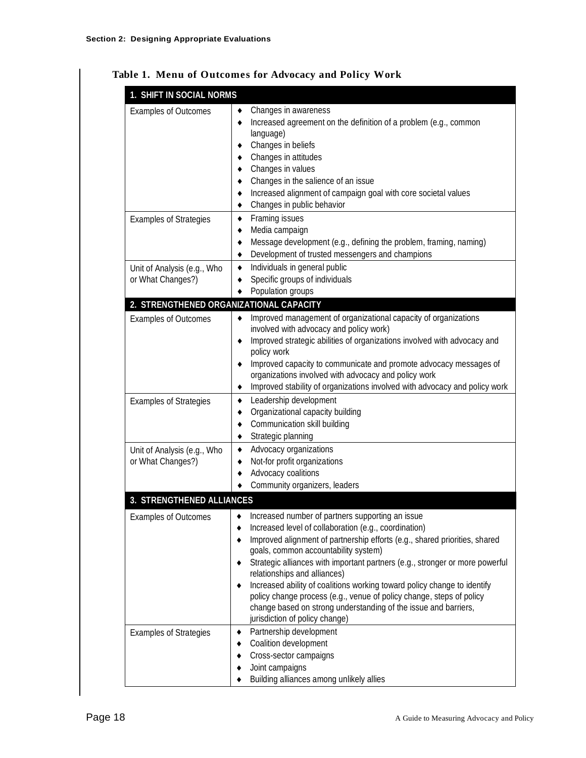**Table 1. Menu of Outcomes for Advocacy and Policy Work**

| **1. SHIFT IN SOCIAL NORMS** | |
|---|---|
| Examples of Outcomes | ♦ Changes in awareness<br>♦ Increased agreement on the definition of a problem (e.g., common language)<br>♦ Changes in beliefs<br>♦ Changes in attitudes<br>♦ Changes in values<br>♦ Changes in the salience of an issue<br>♦ Increased alignment of campaign goal with core societal values<br>♦ Changes in public behavior |
| Examples of Strategies | ♦ Framing issues<br>♦ Media campaign<br>♦ Message development (e.g., defining the problem, framing, naming)<br>♦ Development of trusted messengers and champions |
| Unit of Analysis (e.g., Who or What Changes?) | ♦ Individuals in general public<br>♦ Specific groups of individuals<br>♦ Population groups |
| **2. STRENGTHENED ORGANIZATIONAL CAPACITY** | |
| Examples of Outcomes | ♦ Improved management of organizational capacity of organizations involved with advocacy and policy work)<br>♦ Improved strategic abilities of organizations involved with advocacy and policy work<br>♦ Improved capacity to communicate and promote advocacy messages of organizations involved with advocacy and policy work<br>♦ Improved stability of organizations involved with advocacy and policy work |
| Examples of Strategies | ♦ Leadership development<br>♦ Organizational capacity building<br>♦ Communication skill building<br>♦ Strategic planning |
| Unit of Analysis (e.g., Who or What Changes?) | ♦ Advocacy organizations<br>♦ Not-for profit organizations<br>♦ Advocacy coalitions<br>♦ Community organizers, leaders |
| **3. STRENGTHENED ALLIANCES** | |
| Examples of Outcomes | ♦ Increased number of partners supporting an issue<br>♦ Increased level of collaboration (e.g., coordination)<br>♦ Improved alignment of partnership efforts (e.g., shared priorities, shared goals, common accountability system)<br>♦ Strategic alliances with important partners (e.g., stronger or more powerful relationships and alliances)<br>♦ Increased ability of coalitions working toward policy change to identify policy change process (e.g., venue of policy change, steps of policy change based on strong understanding of the issue and barriers, jurisdiction of policy change) |
| Examples of Strategies | ♦ Partnership development<br>♦ Coalition development<br>♦ Cross-sector campaigns<br>♦ Joint campaigns<br>♦ Building alliances among unlikely allies |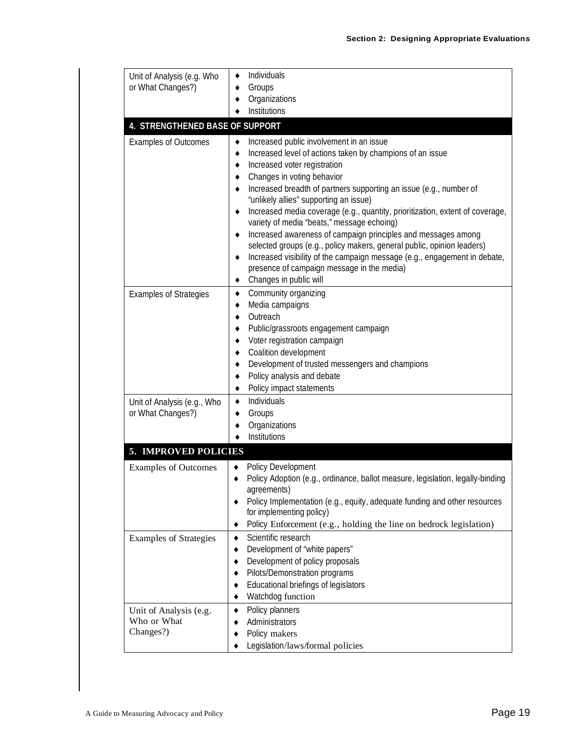| | |
|---|---|
| Unit of Analysis (e.g. Who or What Changes?) | ♦ Individuals<br>♦ Groups<br>♦ Organizations<br>♦ Institutions |
| **4. STRENGTHENED BASE OF SUPPORT** | |
| Examples of Outcomes | ♦ Increased public involvement in an issue<br>♦ Increased level of actions taken by champions of an issue<br>♦ Increased voter registration<br>♦ Changes in voting behavior<br>♦ Increased breadth of partners supporting an issue (e.g., number of "unlikely allies" supporting an issue)<br>♦ Increased media coverage (e.g., quantity, prioritization, extent of coverage, variety of media "beats," message echoing)<br>♦ Increased awareness of campaign principles and messages among selected groups (e.g., policy makers, general public, opinion leaders)<br>♦ Increased visibility of the campaign message (e.g., engagement in debate, presence of campaign message in the media)<br>♦ Changes in public will |
| Examples of Strategies | ♦ Community organizing<br>♦ Media campaigns<br>♦ Outreach<br>♦ Public/grassroots engagement campaign<br>♦ Voter registration campaign<br>♦ Coalition development<br>♦ Development of trusted messengers and champions<br>♦ Policy analysis and debate<br>♦ Policy impact statements |
| Unit of Analysis (e.g., Who or What Changes?) | ♦ Individuals<br>♦ Groups<br>♦ Organizations<br>♦ Institutions |
| **5. IMPROVED POLICIES** | |
| Examples of Outcomes | ♦ Policy Development<br>♦ Policy Adoption (e.g., ordinance, ballot measure, legislation, legally-binding agreements)<br>♦ Policy Implementation (e.g., equity, adequate funding and other resources for implementing policy)<br>♦ Policy Enforcement (e.g., holding the line on bedrock legislation) |
| Examples of Strategies | ♦ Scientific research<br>♦ Development of "white papers"<br>♦ Development of policy proposals<br>♦ Pilots/Demonstration programs<br>♦ Educational briefings of legislators<br>♦ Watchdog function |
| Unit of Analysis (e.g. Who or What Changes?) | ♦ Policy planners<br>♦ Administrators<br>♦ Policy makers<br>♦ Legislation/laws/formal policies |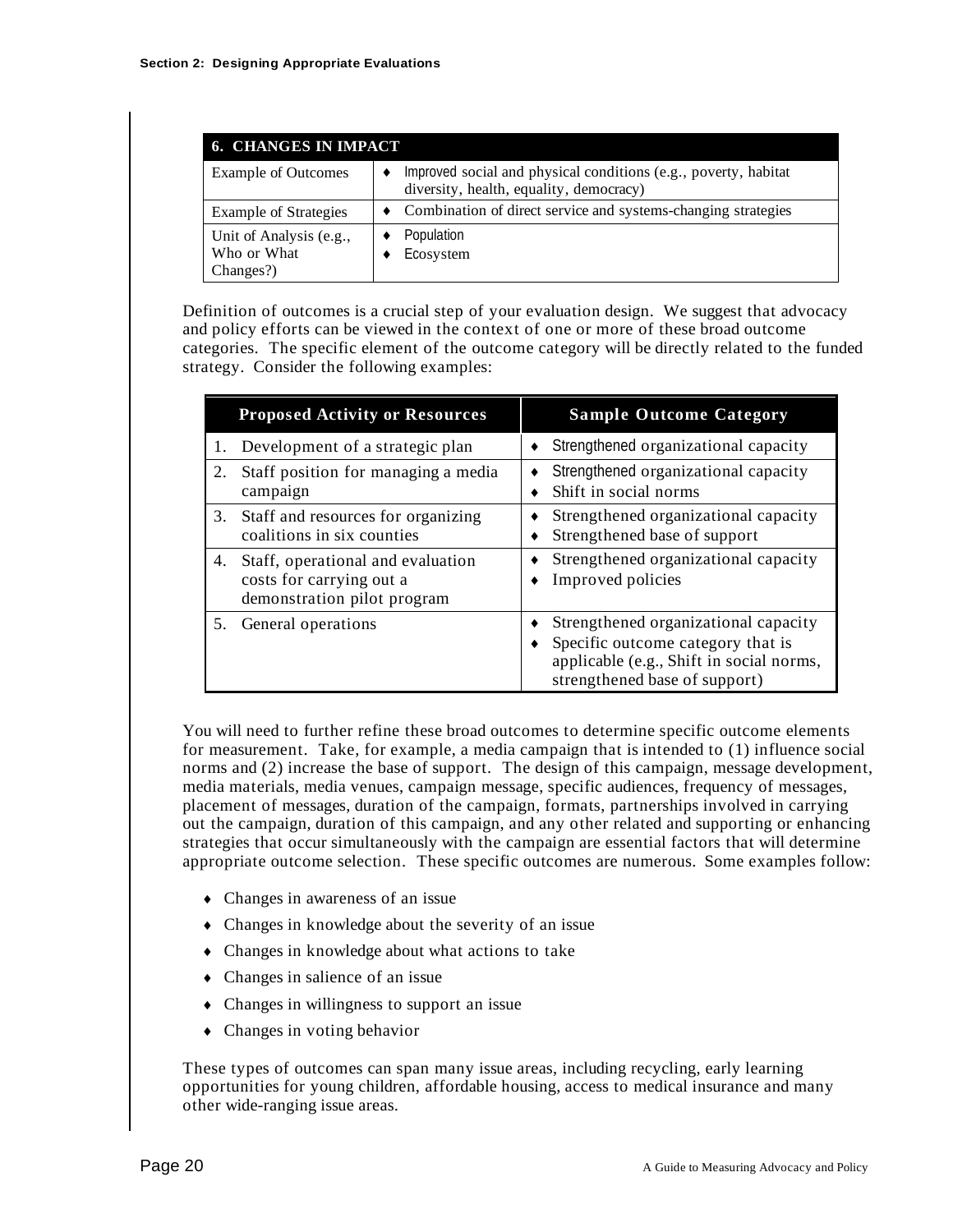| 6. CHANGES IN IMPACT | |
|---|---|
| Example of Outcomes | ♦ Improved social and physical conditions (e.g., poverty, habitat diversity, health, equality, democracy) |
| Example of Strategies | ♦ Combination of direct service and systems-changing strategies |
| Unit of Analysis (e.g., Who or What Changes?) | ♦ Population<br>♦ Ecosystem |

Definition of outcomes is a crucial step of your evaluation design. We suggest that advocacy and policy efforts can be viewed in the context of one or more of these broad outcome categories. The specific element of the outcome category will be directly related to the funded strategy. Consider the following examples:

| Proposed Activity or Resources | Sample Outcome Category |
|---|---|
| 1. Development of a strategic plan | ♦ Strengthened organizational capacity |
| 2. Staff position for managing a media campaign | ♦ Strengthened organizational capacity<br>♦ Shift in social norms |
| 3. Staff and resources for organizing coalitions in six counties | ♦ Strengthened organizational capacity<br>♦ Strengthened base of support |
| 4. Staff, operational and evaluation costs for carrying out a demonstration pilot program | ♦ Strengthened organizational capacity<br>♦ Improved policies |
| 5. General operations | ♦ Strengthened organizational capacity<br>♦ Specific outcome category that is applicable (e.g., Shift in social norms, strengthened base of support) |

You will need to further refine these broad outcomes to determine specific outcome elements for measurement. Take, for example, a media campaign that is intended to (1) influence social norms and (2) increase the base of support. The design of this campaign, message development, media materials, media venues, campaign message, specific audiences, frequency of messages, placement of messages, duration of the campaign, formats, partnerships involved in carrying out the campaign, duration of this campaign, and any other related and supporting or enhancing strategies that occur simultaneously with the campaign are essential factors that will determine appropriate outcome selection. These specific outcomes are numerous. Some examples follow:

- Changes in awareness of an issue
- Changes in knowledge about the severity of an issue
- Changes in knowledge about what actions to take
- Changes in salience of an issue
- Changes in willingness to support an issue
- Changes in voting behavior

These types of outcomes can span many issue areas, including recycling, early learning opportunities for young children, affordable housing, access to medical insurance and many other wide-ranging issue areas.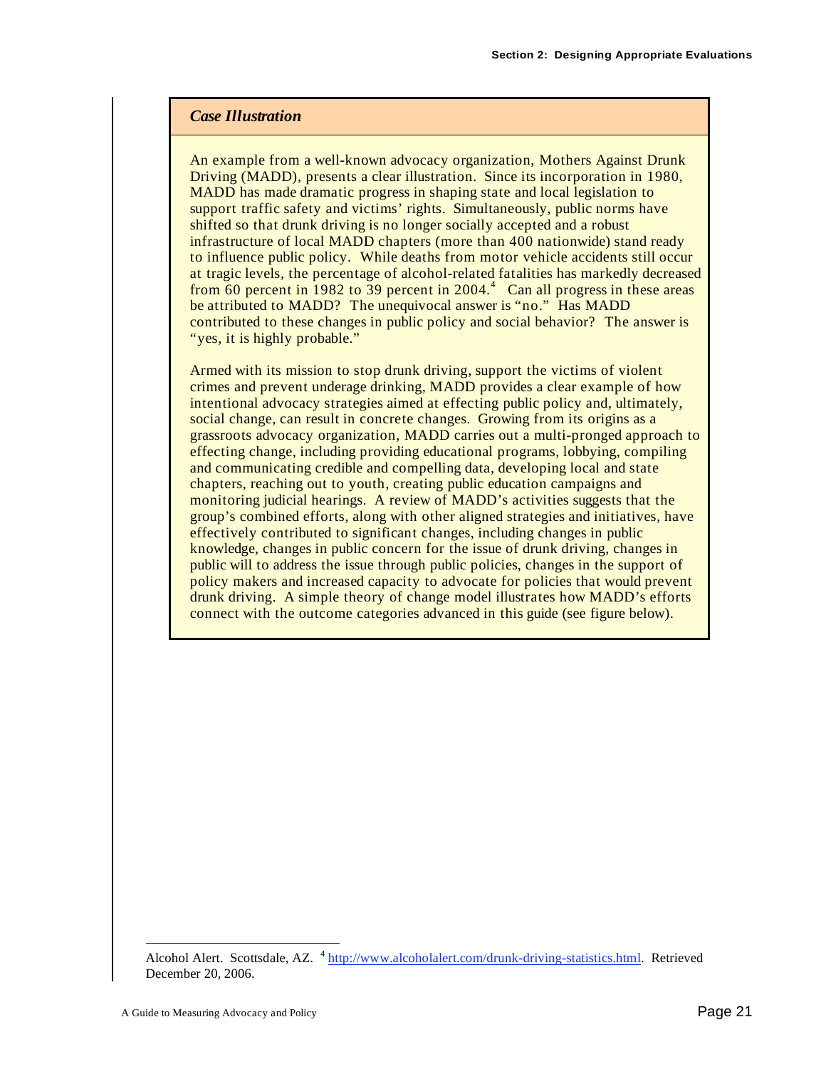*Case Illustration*

An example from a well-known advocacy organization, Mothers Against Drunk Driving (MADD), presents a clear illustration. Since its incorporation in 1980, MADD has made dramatic progress in shaping state and local legislation to support traffic safety and victims' rights. Simultaneously, public norms have shifted so that drunk driving is no longer socially accepted and a robust infrastructure of local MADD chapters (more than 400 nationwide) stand ready to influence public policy. While deaths from motor vehicle accidents still occur at tragic levels, the percentage of alcohol-related fatalities has markedly decreased from 60 percent in 1982 to 39 percent in 2004.[4] Can all progress in these areas be attributed to MADD? The unequivocal answer is "no." Has MADD contributed to these changes in public policy and social behavior? The answer is "yes, it is highly probable."

Armed with its mission to stop drunk driving, support the victims of violent crimes and prevent underage drinking, MADD provides a clear example of how intentional advocacy strategies aimed at effecting public policy and, ultimately, social change, can result in concrete changes. Growing from its origins as a grassroots advocacy organization, MADD carries out a multi-pronged approach to effecting change, including providing educational programs, lobbying, compiling and communicating credible and compelling data, developing local and state chapters, reaching out to youth, creating public education campaigns and monitoring judicial hearings. A review of MADD's activities suggests that the group's combined efforts, along with other aligned strategies and initiatives, have effectively contributed to significant changes, including changes in public knowledge, changes in public concern for the issue of drunk driving, changes in public will to address the issue through public policies, changes in the support of policy makers and increased capacity to advocate for policies that would prevent drunk driving. A simple theory of change model illustrates how MADD's efforts connect with the outcome categories advanced in this guide (see figure below).

---

Alcohol Alert. Scottsdale, AZ. [4] http://www.alcoholalert.com/drunk-driving-statistics.html. Retrieved December 20, 2006.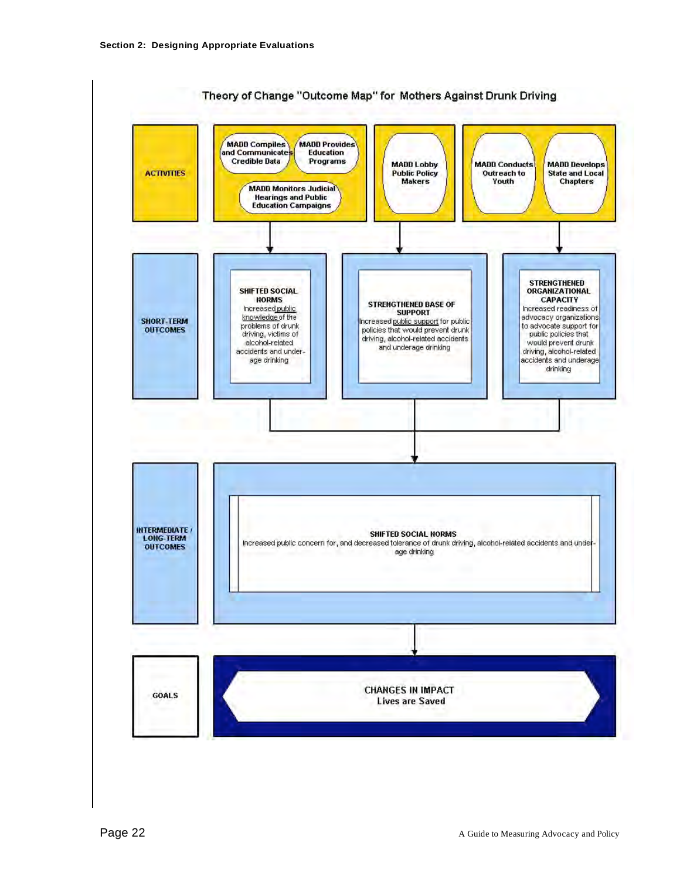## Theory of Change "Outcome Map" for Mothers Against Drunk Driving

**ACTIVITIES**

- MADD Compiles and Communicates Credible Data
- MADD Provides Education Programs
- MADD Monitors Judicial Hearings and Public Education Campaigns
- MADD Lobby Public Policy Makers
- MADD Conducts Outreach to Youth
- MADD Develops State and Local Chapters

**SHORT-TERM OUTCOMES**

- **SHIFTED SOCIAL NORMS**
  Increased public knowledge of the problems of drunk driving, victims of alcohol-related accidents and under-age drinking
- **STRENGTHENED BASE OF SUPPORT**
  Increased public support for public policies that would prevent drunk driving, alcohol-related accidents and underage drinking
- **STRENGTHENED ORGANIZATIONAL CAPACITY**
  Increased readiness of advocacy organizations to advocate support for public policies that would prevent drunk driving, alcohol-related accidents and underage drinking

**INTERMEDIATE / LONG-TERM OUTCOMES**

- **SHIFTED SOCIAL NORMS**
  Increased public concern for, and decreased tolerance of drunk driving, alcohol-related accidents and under-age drinking

**GOALS**

- CHANGES IN IMPACT
  Lives are Saved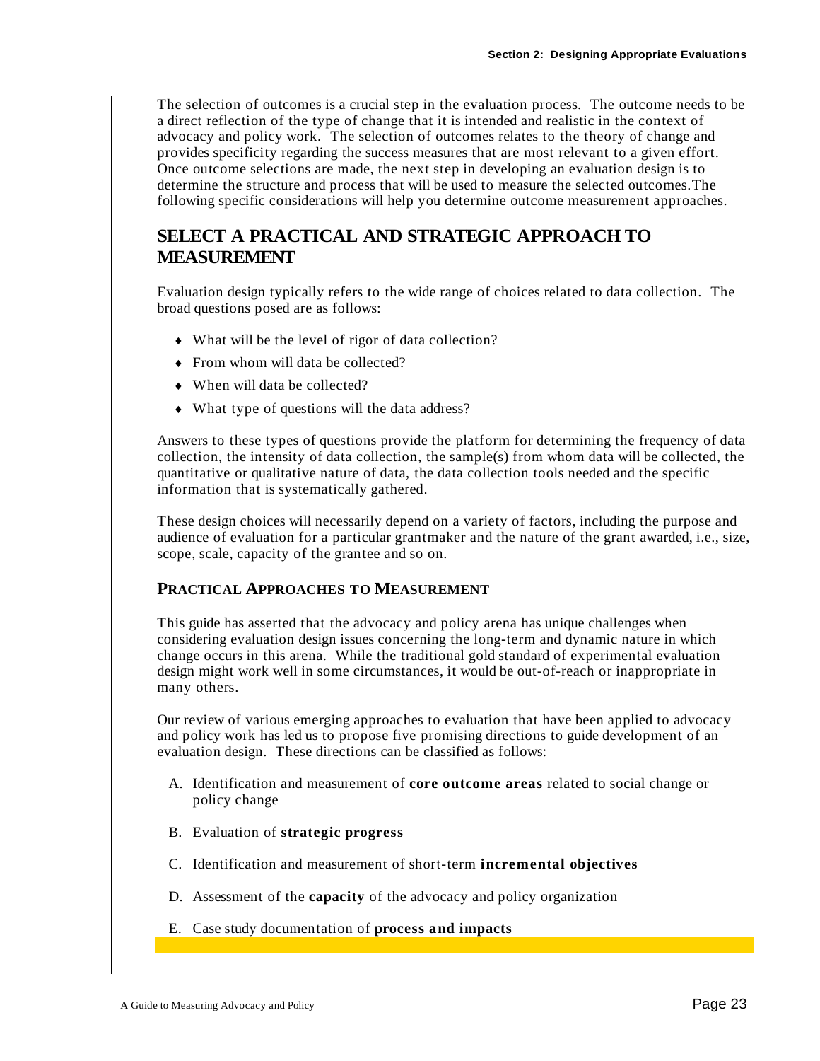The selection of outcomes is a crucial step in the evaluation process. The outcome needs to be a direct reflection of the type of change that it is intended and realistic in the context of advocacy and policy work. The selection of outcomes relates to the theory of change and provides specificity regarding the success measures that are most relevant to a given effort. Once outcome selections are made, the next step in developing an evaluation design is to determine the structure and process that will be used to measure the selected outcomes.The following specific considerations will help you determine outcome measurement approaches.

## SELECT A PRACTICAL AND STRATEGIC APPROACH TO MEASUREMENT

Evaluation design typically refers to the wide range of choices related to data collection. The broad questions posed are as follows:

- What will be the level of rigor of data collection?
- From whom will data be collected?
- When will data be collected?
- What type of questions will the data address?

Answers to these types of questions provide the platform for determining the frequency of data collection, the intensity of data collection, the sample(s) from whom data will be collected, the quantitative or qualitative nature of data, the data collection tools needed and the specific information that is systematically gathered.

These design choices will necessarily depend on a variety of factors, including the purpose and audience of evaluation for a particular grantmaker and the nature of the grant awarded, i.e., size, scope, scale, capacity of the grantee and so on.

### PRACTICAL APPROACHES TO MEASUREMENT

This guide has asserted that the advocacy and policy arena has unique challenges when considering evaluation design issues concerning the long-term and dynamic nature in which change occurs in this arena. While the traditional gold standard of experimental evaluation design might work well in some circumstances, it would be out-of-reach or inappropriate in many others.

Our review of various emerging approaches to evaluation that have been applied to advocacy and policy work has led us to propose five promising directions to guide development of an evaluation design. These directions can be classified as follows:

A. Identification and measurement of **core outcome areas** related to social change or policy change

B. Evaluation of **strategic progress**

C. Identification and measurement of short-term **incremental objectives**

D. Assessment of the **capacity** of the advocacy and policy organization

E. Case study documentation of **process and impacts**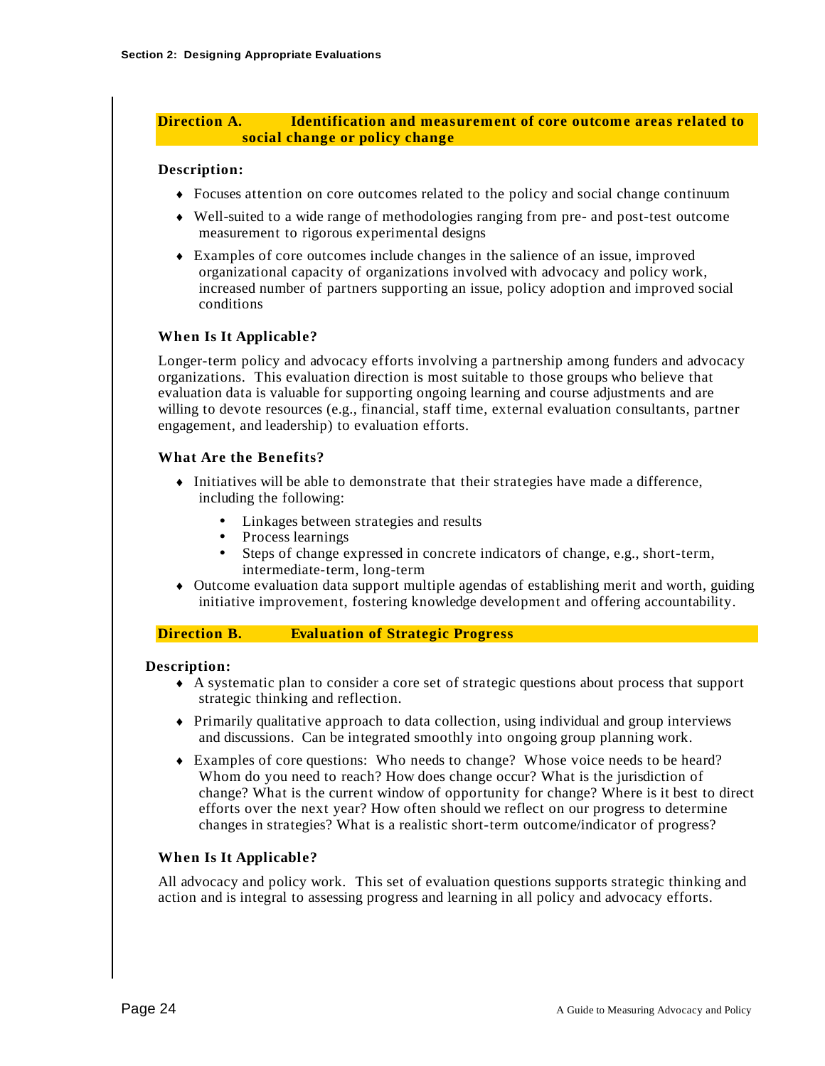## Direction A. Identification and measurement of core outcome areas related to social change or policy change

**Description:**

- Focuses attention on core outcomes related to the policy and social change continuum
- Well-suited to a wide range of methodologies ranging from pre- and post-test outcome measurement to rigorous experimental designs
- Examples of core outcomes include changes in the salience of an issue, improved organizational capacity of organizations involved with advocacy and policy work, increased number of partners supporting an issue, policy adoption and improved social conditions

**When Is It Applicable?**

Longer-term policy and advocacy efforts involving a partnership among funders and advocacy organizations. This evaluation direction is most suitable to those groups who believe that evaluation data is valuable for supporting ongoing learning and course adjustments and are willing to devote resources (e.g., financial, staff time, external evaluation consultants, partner engagement, and leadership) to evaluation efforts.

**What Are the Benefits?**

- Initiatives will be able to demonstrate that their strategies have made a difference, including the following:
  - Linkages between strategies and results
  - Process learnings
  - Steps of change expressed in concrete indicators of change, e.g., short-term, intermediate-term, long-term
- Outcome evaluation data support multiple agendas of establishing merit and worth, guiding initiative improvement, fostering knowledge development and offering accountability.

## Direction B. Evaluation of Strategic Progress

**Description:**

- A systematic plan to consider a core set of strategic questions about process that support strategic thinking and reflection.
- Primarily qualitative approach to data collection, using individual and group interviews and discussions. Can be integrated smoothly into ongoing group planning work.
- Examples of core questions: Who needs to change? Whose voice needs to be heard? Whom do you need to reach? How does change occur? What is the jurisdiction of change? What is the current window of opportunity for change? Where is it best to direct efforts over the next year? How often should we reflect on our progress to determine changes in strategies? What is a realistic short-term outcome/indicator of progress?

**When Is It Applicable?**

All advocacy and policy work. This set of evaluation questions supports strategic thinking and action and is integral to assessing progress and learning in all policy and advocacy efforts.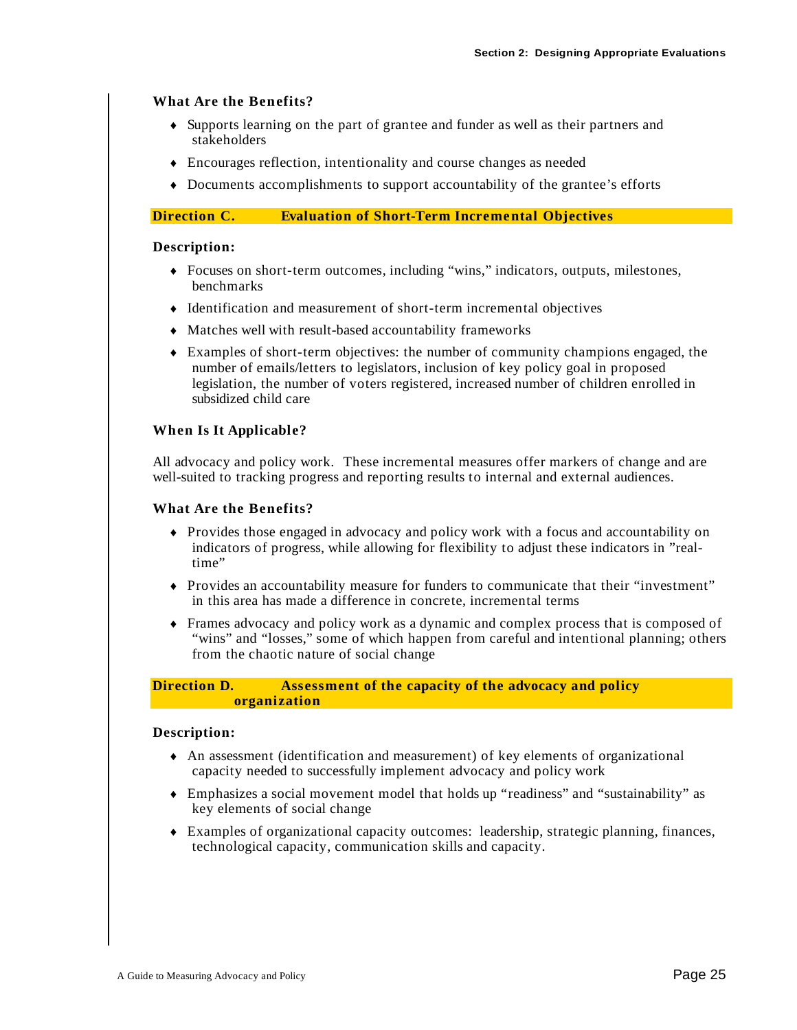### What Are the Benefits?

- Supports learning on the part of grantee and funder as well as their partners and stakeholders
- Encourages reflection, intentionality and course changes as needed
- Documents accomplishments to support accountability of the grantee's efforts

## Direction C. Evaluation of Short-Term Incremental Objectives

### Description:

- Focuses on short-term outcomes, including "wins," indicators, outputs, milestones, benchmarks
- Identification and measurement of short-term incremental objectives
- Matches well with result-based accountability frameworks
- Examples of short-term objectives: the number of community champions engaged, the number of emails/letters to legislators, inclusion of key policy goal in proposed legislation, the number of voters registered, increased number of children enrolled in subsidized child care

### When Is It Applicable?

All advocacy and policy work. These incremental measures offer markers of change and are well-suited to tracking progress and reporting results to internal and external audiences.

### What Are the Benefits?

- Provides those engaged in advocacy and policy work with a focus and accountability on indicators of progress, while allowing for flexibility to adjust these indicators in "real-time"
- Provides an accountability measure for funders to communicate that their "investment" in this area has made a difference in concrete, incremental terms
- Frames advocacy and policy work as a dynamic and complex process that is composed of "wins" and "losses," some of which happen from careful and intentional planning; others from the chaotic nature of social change

## Direction D. Assessment of the capacity of the advocacy and policy organization

### Description:

- An assessment (identification and measurement) of key elements of organizational capacity needed to successfully implement advocacy and policy work
- Emphasizes a social movement model that holds up "readiness" and "sustainability" as key elements of social change
- Examples of organizational capacity outcomes: leadership, strategic planning, finances, technological capacity, communication skills and capacity.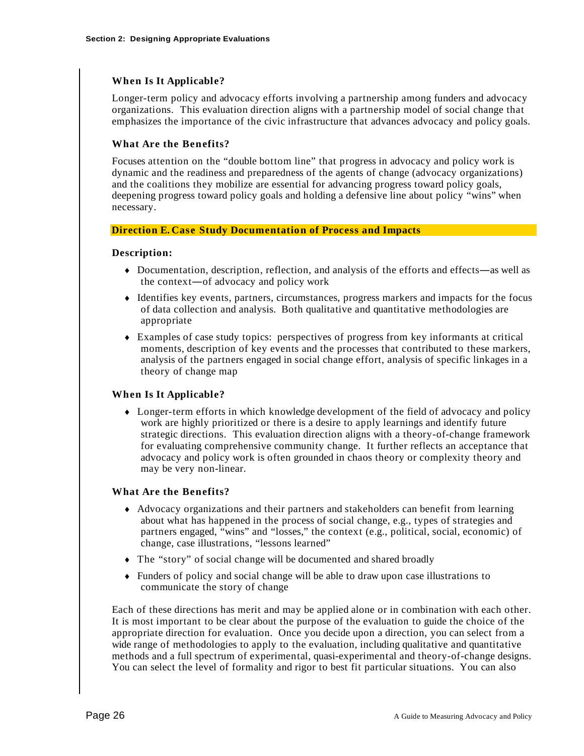### When Is It Applicable?

Longer-term policy and advocacy efforts involving a partnership among funders and advocacy organizations. This evaluation direction aligns with a partnership model of social change that emphasizes the importance of the civic infrastructure that advances advocacy and policy goals.

### What Are the Benefits?

Focuses attention on the "double bottom line" that progress in advocacy and policy work is dynamic and the readiness and preparedness of the agents of change (advocacy organizations) and the coalitions they mobilize are essential for advancing progress toward policy goals, deepening progress toward policy goals and holding a defensive line about policy "wins" when necessary.

## Direction E. Case Study Documentation of Process and Impacts

### Description:

- Documentation, description, reflection, and analysis of the efforts and effects—as well as the context—of advocacy and policy work
- Identifies key events, partners, circumstances, progress markers and impacts for the focus of data collection and analysis. Both qualitative and quantitative methodologies are appropriate
- Examples of case study topics: perspectives of progress from key informants at critical moments, description of key events and the processes that contributed to these markers, analysis of the partners engaged in social change effort, analysis of specific linkages in a theory of change map

### When Is It Applicable?

- Longer-term efforts in which knowledge development of the field of advocacy and policy work are highly prioritized or there is a desire to apply learnings and identify future strategic directions. This evaluation direction aligns with a theory-of-change framework for evaluating comprehensive community change. It further reflects an acceptance that advocacy and policy work is often grounded in chaos theory or complexity theory and may be very non-linear.

### What Are the Benefits?

- Advocacy organizations and their partners and stakeholders can benefit from learning about what has happened in the process of social change, e.g., types of strategies and partners engaged, "wins" and "losses," the context (e.g., political, social, economic) of change, case illustrations, "lessons learned"
- The "story" of social change will be documented and shared broadly
- Funders of policy and social change will be able to draw upon case illustrations to communicate the story of change

Each of these directions has merit and may be applied alone or in combination with each other. It is most important to be clear about the purpose of the evaluation to guide the choice of the appropriate direction for evaluation. Once you decide upon a direction, you can select from a wide range of methodologies to apply to the evaluation, including qualitative and quantitative methods and a full spectrum of experimental, quasi-experimental and theory-of-change designs. You can select the level of formality and rigor to best fit particular situations. You can also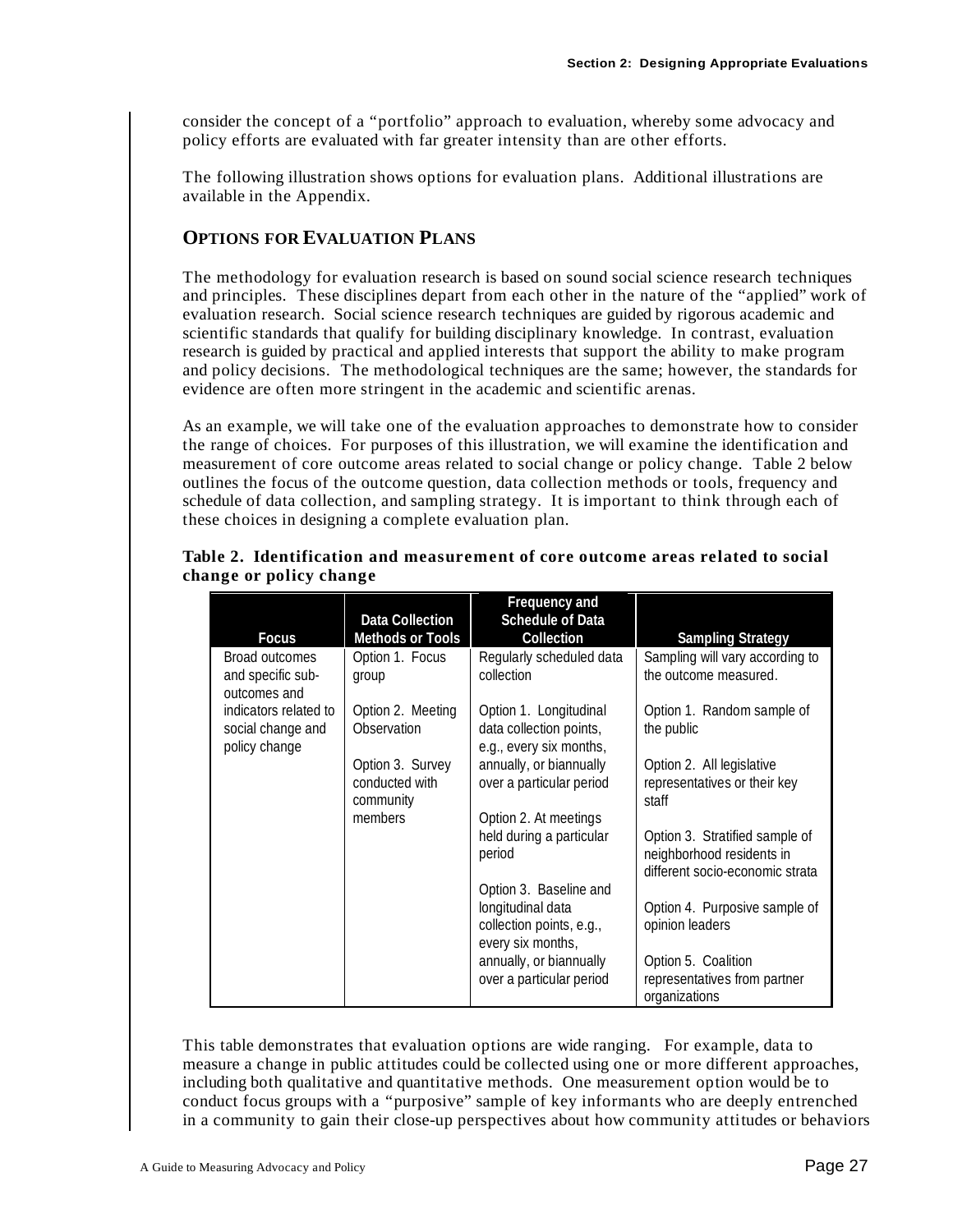consider the concept of a "portfolio" approach to evaluation, whereby some advocacy and policy efforts are evaluated with far greater intensity than are other efforts.

The following illustration shows options for evaluation plans. Additional illustrations are available in the Appendix.

## OPTIONS FOR EVALUATION PLANS

The methodology for evaluation research is based on sound social science research techniques and principles. These disciplines depart from each other in the nature of the "applied" work of evaluation research. Social science research techniques are guided by rigorous academic and scientific standards that qualify for building disciplinary knowledge. In contrast, evaluation research is guided by practical and applied interests that support the ability to make program and policy decisions. The methodological techniques are the same; however, the standards for evidence are often more stringent in the academic and scientific arenas.

As an example, we will take one of the evaluation approaches to demonstrate how to consider the range of choices. For purposes of this illustration, we will examine the identification and measurement of core outcome areas related to social change or policy change. Table 2 below outlines the focus of the outcome question, data collection methods or tools, frequency and schedule of data collection, and sampling strategy. It is important to think through each of these choices in designing a complete evaluation plan.

**Table 2. Identification and measurement of core outcome areas related to social change or policy change**

| Focus | Data Collection Methods or Tools | Frequency and Schedule of Data Collection | Sampling Strategy |
|---|---|---|---|
| Broad outcomes and specific sub-outcomes and indicators related to social change and policy change | Option 1. Focus group<br><br>Option 2. Meeting Observation<br><br>Option 3. Survey conducted with community members | Regularly scheduled data collection<br><br>Option 1. Longitudinal data collection points, e.g., every six months, annually, or biannually over a particular period<br><br>Option 2. At meetings held during a particular period<br><br>Option 3. Baseline and longitudinal data collection points, e.g., every six months, annually, or biannually over a particular period | Sampling will vary according to the outcome measured.<br><br>Option 1. Random sample of the public<br><br>Option 2. All legislative representatives or their key staff<br><br>Option 3. Stratified sample of neighborhood residents in different socio-economic strata<br><br>Option 4. Purposive sample of opinion leaders<br><br>Option 5. Coalition representatives from partner organizations |

This table demonstrates that evaluation options are wide ranging. For example, data to measure a change in public attitudes could be collected using one or more different approaches, including both qualitative and quantitative methods. One measurement option would be to conduct focus groups with a "purposive" sample of key informants who are deeply entrenched in a community to gain their close-up perspectives about how community attitudes or behaviors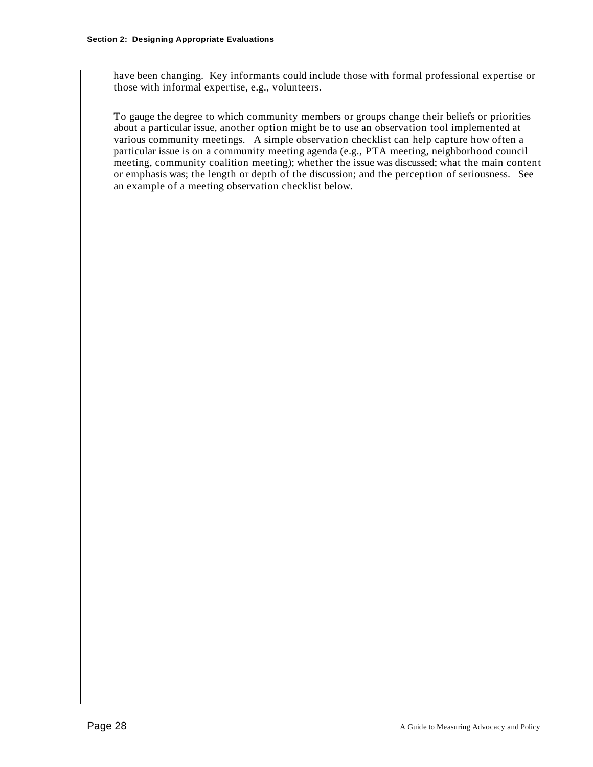have been changing. Key informants could include those with formal professional expertise or those with informal expertise, e.g., volunteers.

To gauge the degree to which community members or groups change their beliefs or priorities about a particular issue, another option might be to use an observation tool implemented at various community meetings. A simple observation checklist can help capture how often a particular issue is on a community meeting agenda (e.g., PTA meeting, neighborhood council meeting, community coalition meeting); whether the issue was discussed; what the main content or emphasis was; the length or depth of the discussion; and the perception of seriousness. See an example of a meeting observation checklist below.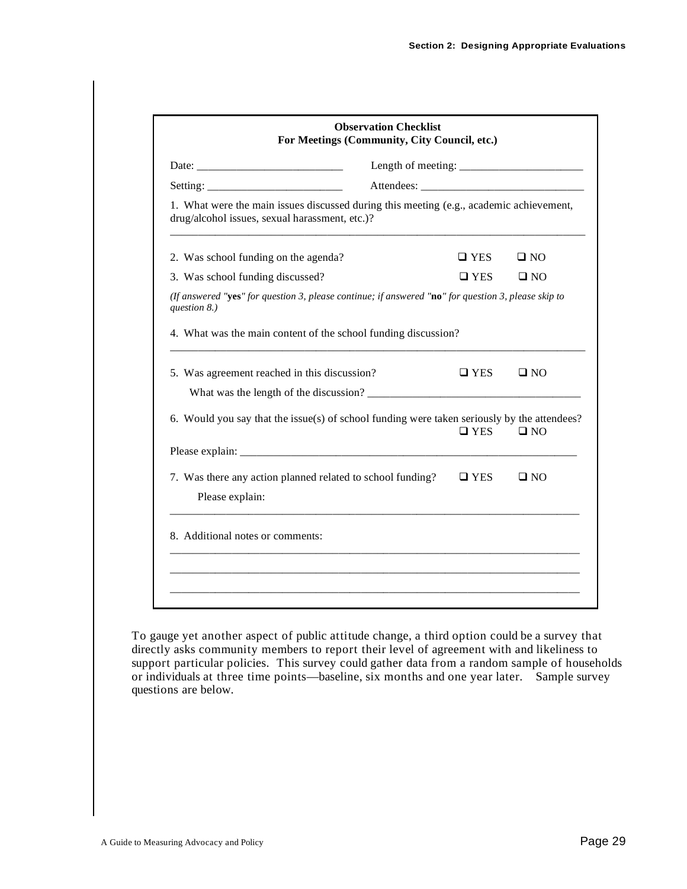**Observation Checklist**
**For Meetings (Community, City Council, etc.)**

Date: ___________________________ Length of meeting: _______________________

Setting: _________________________ Attendees: _______________________________

1. What were the main issues discussed during this meeting (e.g., academic achievement, drug/alcohol issues, sexual harassment, etc.)?

_____________________________________________________________________________

2. Was school funding on the agenda? ❑ YES ❑ NO

3. Was school funding discussed? ❑ YES ❑ NO

*(If answered "**yes**" for question 3, please continue; if answered "**no**" for question 3, please skip to question 8.)*

4. What was the main content of the school funding discussion?

_____________________________________________________________________________

5. Was agreement reached in this discussion? ❑ YES ❑ NO

What was the length of the discussion? ______________________________________

6. Would you say that the issue(s) of school funding were taken seriously by the attendees? ❑ YES ❑ NO

Please explain: _________________________________________________________________

7. Was there any action planned related to school funding? ❑ YES ❑ NO

Please explain:

_____________________________________________________________________________

8. Additional notes or comments:

_____________________________________________________________________________

_____________________________________________________________________________

_____________________________________________________________________________

To gauge yet another aspect of public attitude change, a third option could be a survey that directly asks community members to report their level of agreement with and likeliness to support particular policies. This survey could gather data from a random sample of households or individuals at three time points—baseline, six months and one year later. Sample survey questions are below.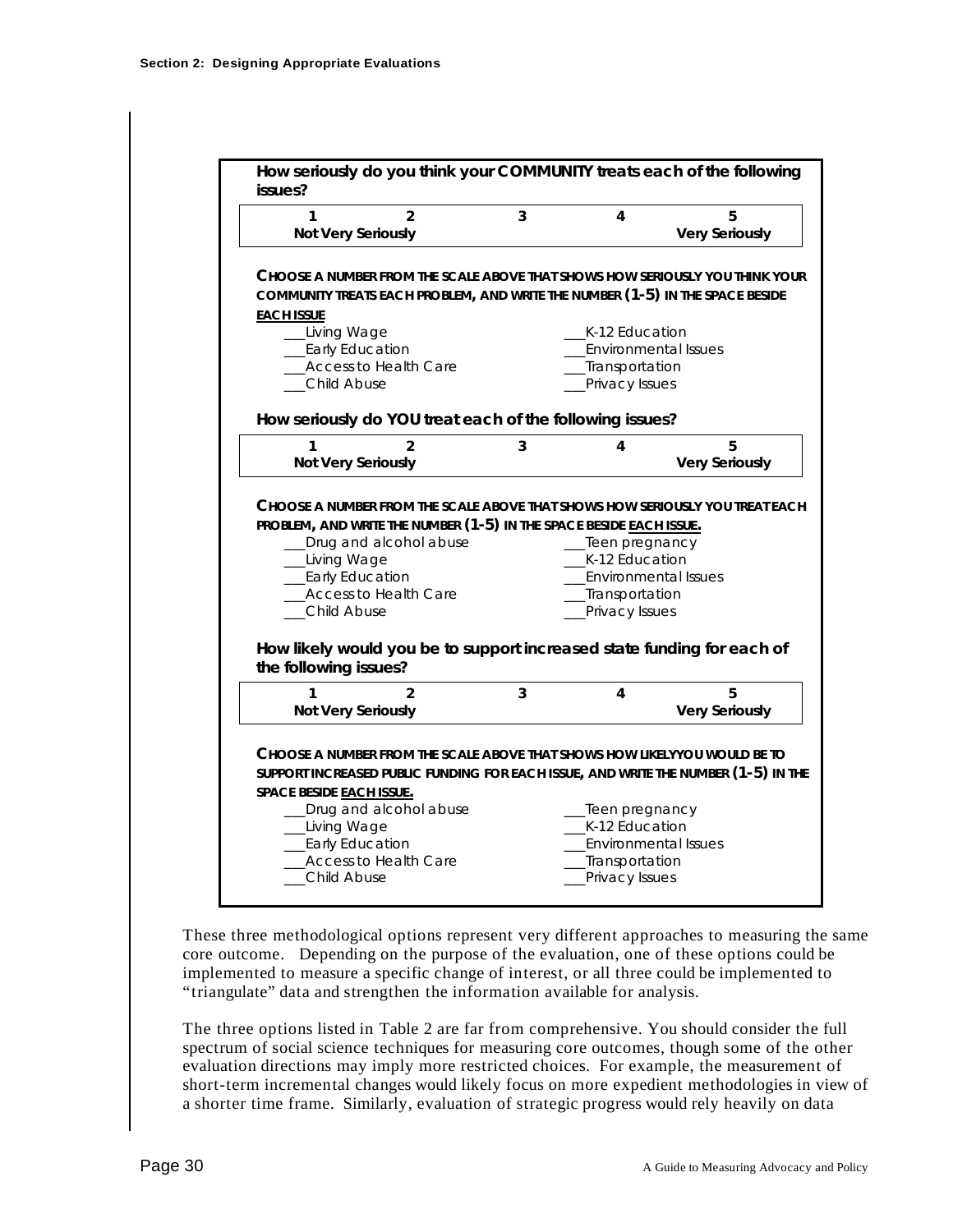**How seriously do you think your COMMUNITY treats each of the following issues?**

| 1 | 2 | 3 | 4 | 5 |
|---|---|---|---|---|
| Not Very Seriously | | | | Very Seriously |

**CHOOSE A NUMBER FROM THE SCALE ABOVE THAT SHOWS HOW SERIOUSLY YOU THINK YOUR COMMUNITY TREATS EACH PROBLEM, AND WRITE THE NUMBER (1-5) IN THE SPACE BESIDE <u>EACH ISSUE</u>**

___Living Wage  
___Early Education  
___Access to Health Care  
___Child Abuse  
___K-12 Education  
___Environmental Issues  
___Transportation  
___Privacy Issues

**How seriously do YOU treat each of the following issues?**

| 1 | 2 | 3 | 4 | 5 |
|---|---|---|---|---|
| Not Very Seriously | | | | Very Seriously |

**CHOOSE A NUMBER FROM THE SCALE ABOVE THAT SHOWS HOW SERIOUSLY YOU TREAT EACH PROBLEM, AND WRITE THE NUMBER (1-5) IN THE SPACE BESIDE <u>EACH ISSUE.</u>**

___Drug and alcohol abuse  
___Living Wage  
___Early Education  
___Access to Health Care  
___Child Abuse  
___Teen pregnancy  
___K-12 Education  
___Environmental Issues  
___Transportation  
___Privacy Issues

**How likely would you be to support increased state funding for each of the following issues?**

| 1 | 2 | 3 | 4 | 5 |
|---|---|---|---|---|
| Not Very Seriously | | | | Very Seriously |

**CHOOSE A NUMBER FROM THE SCALE ABOVE THAT SHOWS HOW LIKELYYOU WOULD BE TO SUPPORT INCREASED PUBLIC FUNDING FOR EACH ISSUE, AND WRITE THE NUMBER (1-5) IN THE SPACE BESIDE <u>EACH ISSUE.</u>**

___Drug and alcohol abuse  
___Living Wage  
___Early Education  
___Access to Health Care  
___Child Abuse  
___Teen pregnancy  
___K-12 Education  
___Environmental Issues  
___Transportation  
___Privacy Issues

These three methodological options represent very different approaches to measuring the same core outcome. Depending on the purpose of the evaluation, one of these options could be implemented to measure a specific change of interest, or all three could be implemented to "triangulate" data and strengthen the information available for analysis.

The three options listed in Table 2 are far from comprehensive. You should consider the full spectrum of social science techniques for measuring core outcomes, though some of the other evaluation directions may imply more restricted choices. For example, the measurement of short-term incremental changes would likely focus on more expedient methodologies in view of a shorter time frame. Similarly, evaluation of strategic progress would rely heavily on data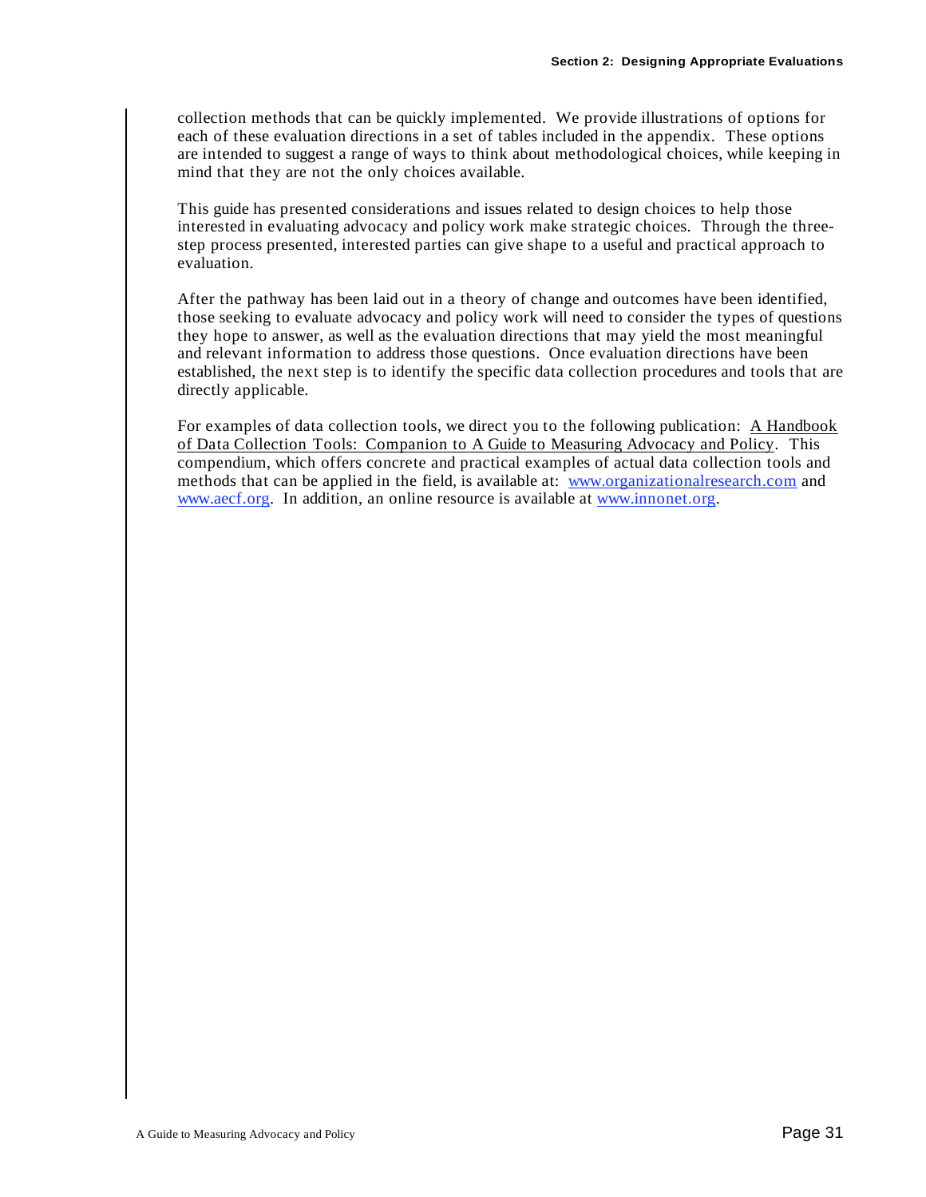collection methods that can be quickly implemented. We provide illustrations of options for each of these evaluation directions in a set of tables included in the appendix. These options are intended to suggest a range of ways to think about methodological choices, while keeping in mind that they are not the only choices available.

This guide has presented considerations and issues related to design choices to help those interested in evaluating advocacy and policy work make strategic choices. Through the three-step process presented, interested parties can give shape to a useful and practical approach to evaluation.

After the pathway has been laid out in a theory of change and outcomes have been identified, those seeking to evaluate advocacy and policy work will need to consider the types of questions they hope to answer, as well as the evaluation directions that may yield the most meaningful and relevant information to address those questions. Once evaluation directions have been established, the next step is to identify the specific data collection procedures and tools that are directly applicable.

For examples of data collection tools, we direct you to the following publication: A Handbook of Data Collection Tools: Companion to A Guide to Measuring Advocacy and Policy. This compendium, which offers concrete and practical examples of actual data collection tools and methods that can be applied in the field, is available at: [www.organizationalresearch.com](http://www.organizationalresearch.com) and [www.aecf.org](http://www.aecf.org). In addition, an online resource is available at [www.innonet.org](http://www.innonet.org).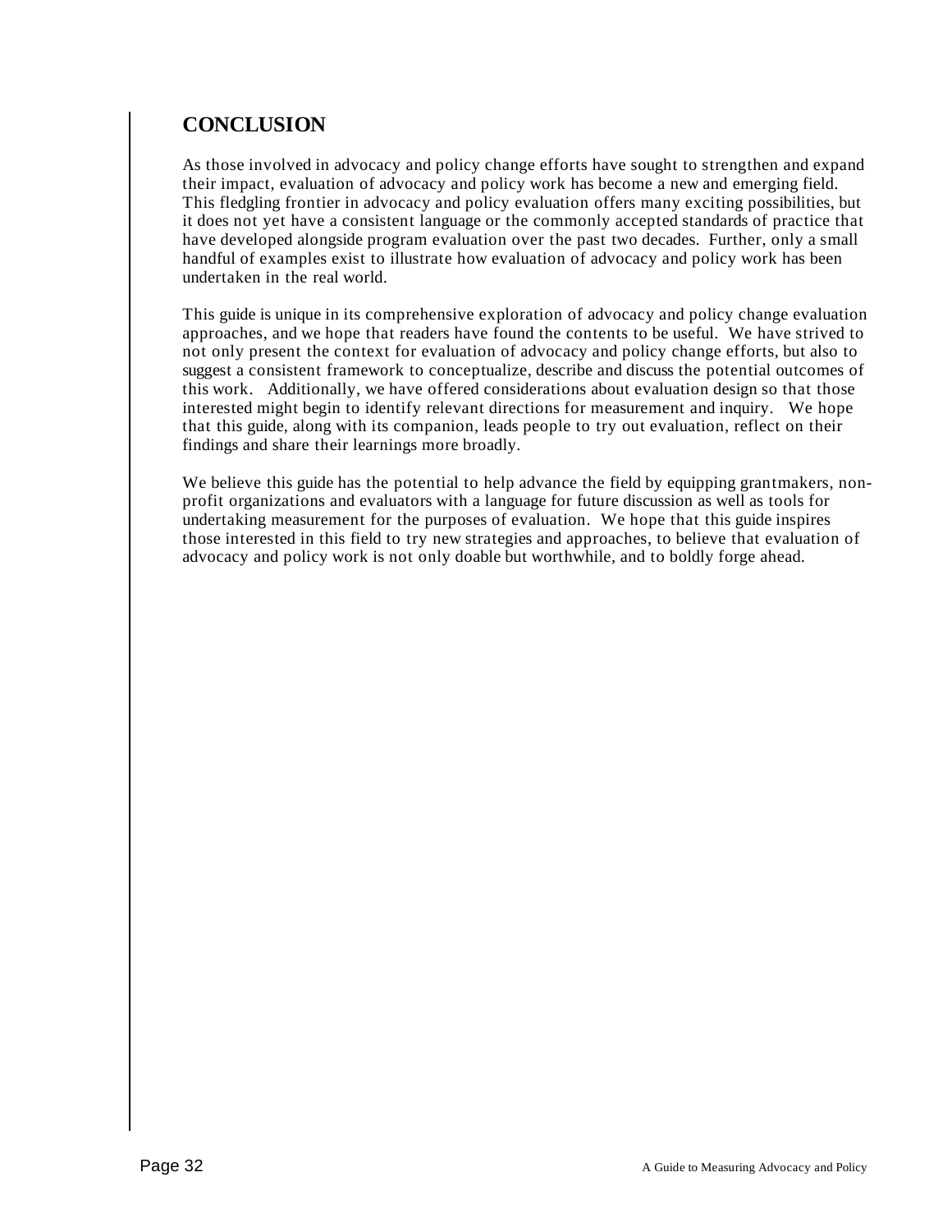## CONCLUSION

As those involved in advocacy and policy change efforts have sought to strengthen and expand their impact, evaluation of advocacy and policy work has become a new and emerging field. This fledgling frontier in advocacy and policy evaluation offers many exciting possibilities, but it does not yet have a consistent language or the commonly accepted standards of practice that have developed alongside program evaluation over the past two decades. Further, only a small handful of examples exist to illustrate how evaluation of advocacy and policy work has been undertaken in the real world.

This guide is unique in its comprehensive exploration of advocacy and policy change evaluation approaches, and we hope that readers have found the contents to be useful. We have strived to not only present the context for evaluation of advocacy and policy change efforts, but also to suggest a consistent framework to conceptualize, describe and discuss the potential outcomes of this work. Additionally, we have offered considerations about evaluation design so that those interested might begin to identify relevant directions for measurement and inquiry. We hope that this guide, along with its companion, leads people to try out evaluation, reflect on their findings and share their learnings more broadly.

We believe this guide has the potential to help advance the field by equipping grantmakers, non-profit organizations and evaluators with a language for future discussion as well as tools for undertaking measurement for the purposes of evaluation. We hope that this guide inspires those interested in this field to try new strategies and approaches, to believe that evaluation of advocacy and policy work is not only doable but worthwhile, and to boldly forge ahead.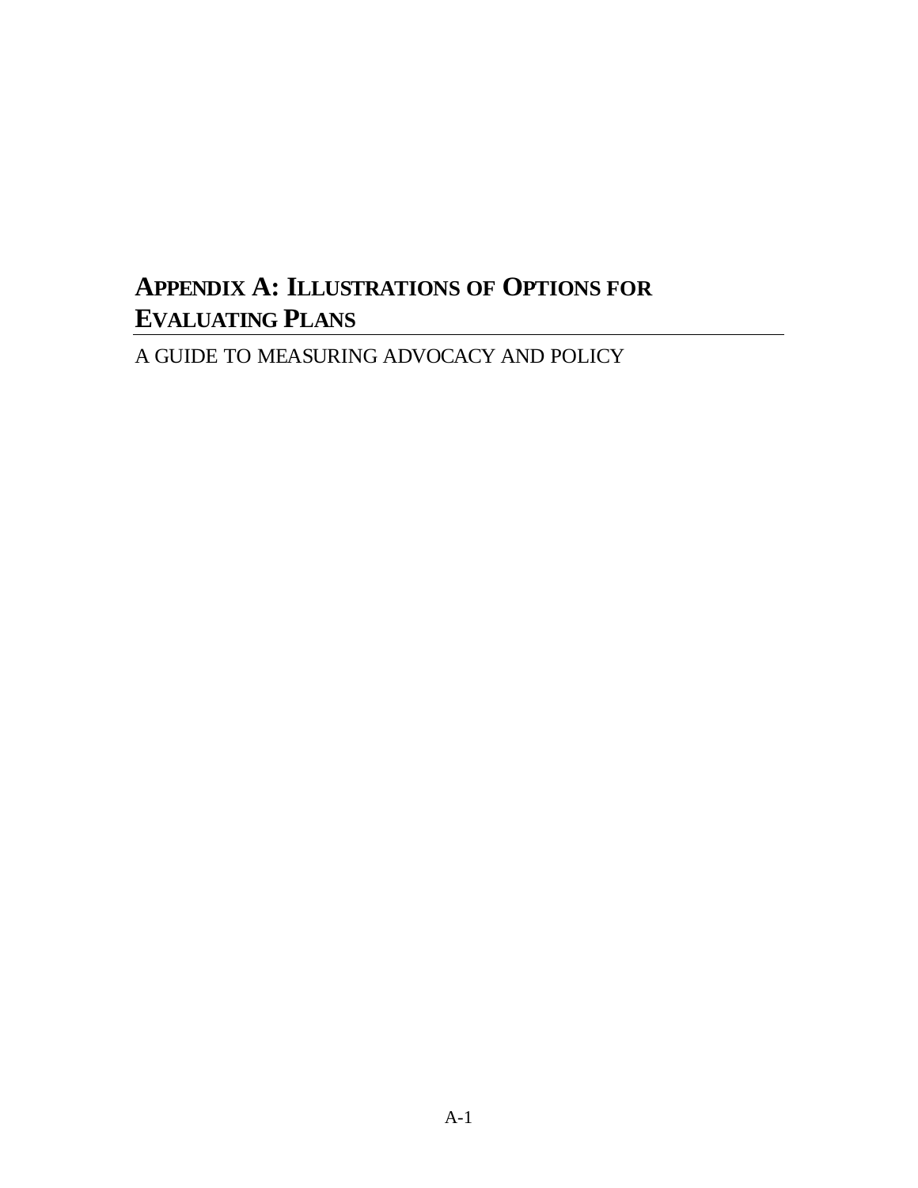# Appendix A: Illustrations of Options for Evaluating Plans

A GUIDE TO MEASURING ADVOCACY AND POLICY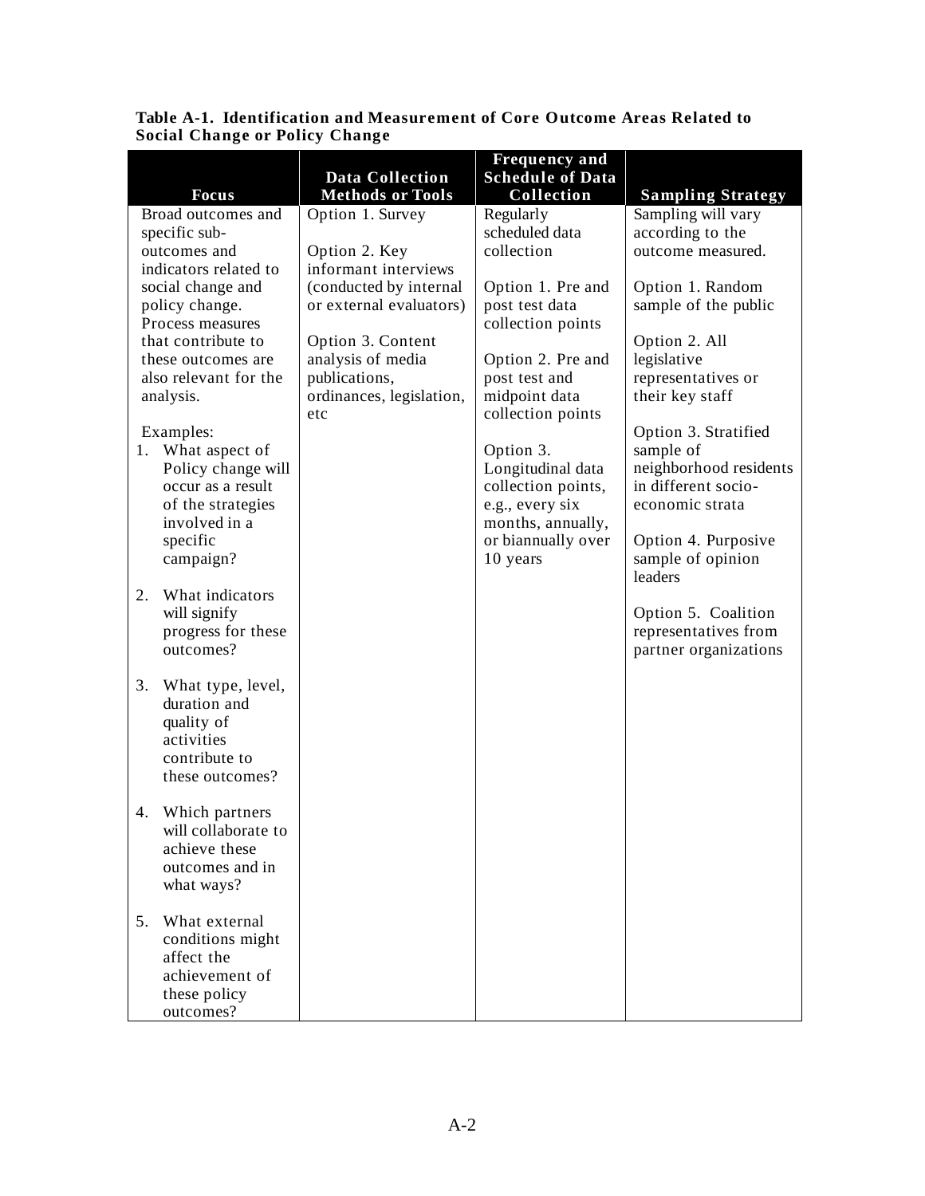**Table A-1. Identification and Measurement of Core Outcome Areas Related to Social Change or Policy Change**

| Focus | Data Collection Methods or Tools | Frequency and Schedule of Data Collection | Sampling Strategy |
|---|---|---|---|
| Broad outcomes and specific sub-outcomes and indicators related to social change and policy change. Process measures that contribute to these outcomes are also relevant for the analysis.<br><br>Examples:<br>1. What aspect of Policy change will occur as a result of the strategies involved in a specific campaign?<br><br>2. What indicators will signify progress for these outcomes?<br><br>3. What type, level, duration and quality of activities contribute to these outcomes?<br><br>4. Which partners will collaborate to achieve these outcomes and in what ways?<br><br>5. What external conditions might affect the achievement of these policy outcomes? | Option 1. Survey<br><br>Option 2. Key informant interviews (conducted by internal or external evaluators)<br><br>Option 3. Content analysis of media publications, ordinances, legislation, etc | Regularly scheduled data collection<br><br>Option 1. Pre and post test data collection points<br><br>Option 2. Pre and post test and midpoint data collection points<br><br>Option 3. Longitudinal data collection points, e.g., every six months, annually, or biannually over 10 years | Sampling will vary according to the outcome measured.<br><br>Option 1. Random sample of the public<br><br>Option 2. All legislative representatives or their key staff<br><br>Option 3. Stratified sample of neighborhood residents in different socio-economic strata<br><br>Option 4. Purposive sample of opinion leaders<br><br>Option 5. Coalition representatives from partner organizations |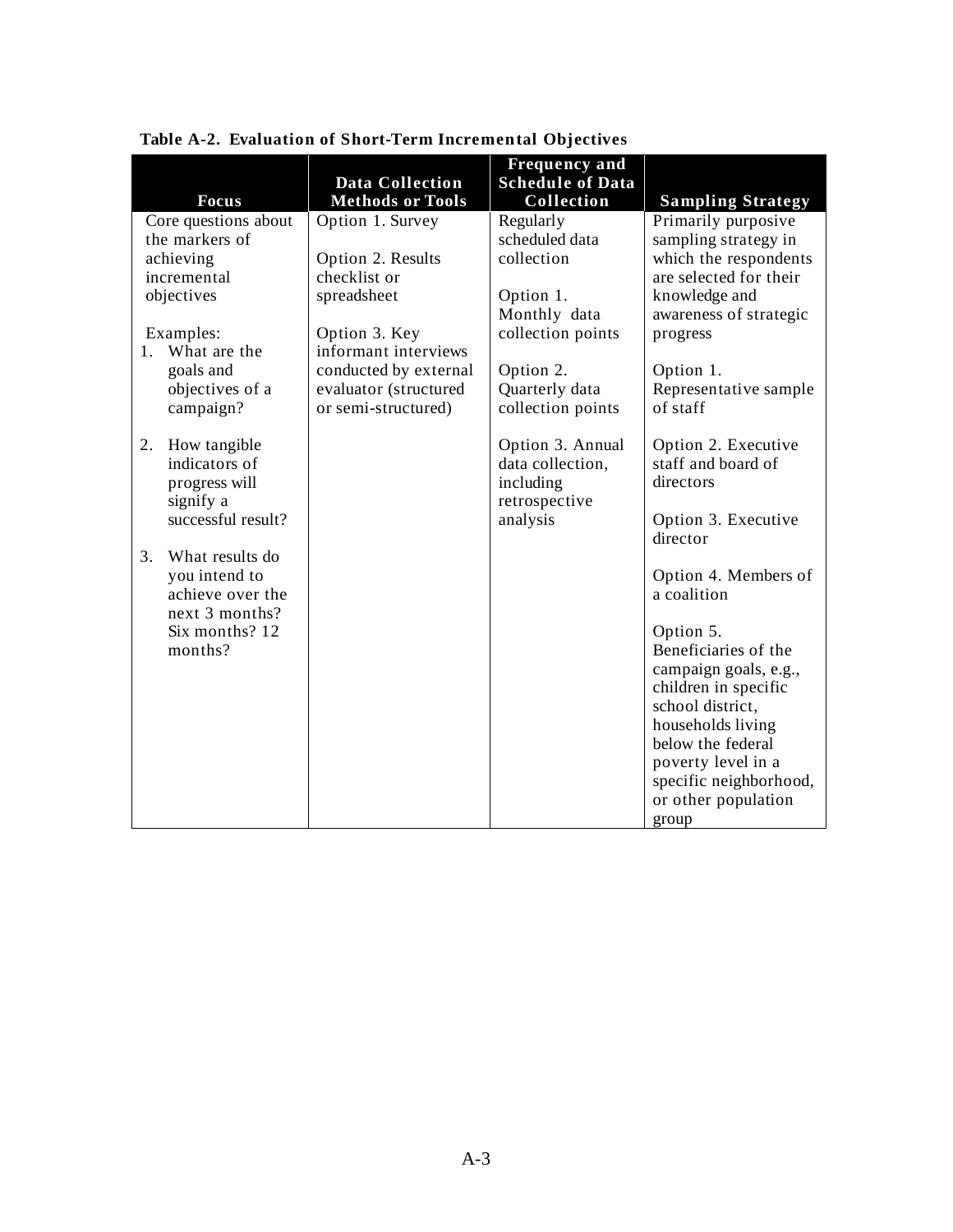**Table A-2. Evaluation of Short-Term Incremental Objectives**

| Focus | Data Collection Methods or Tools | Frequency and Schedule of Data Collection | Sampling Strategy |
|---|---|---|---|
| Core questions about the markers of achieving incremental objectives<br><br>Examples:<br>1. What are the goals and objectives of a campaign?<br><br>2. How tangible indicators of progress will signify a successful result?<br><br>3. What results do you intend to achieve over the next 3 months? Six months? 12 months? | Option 1. Survey<br><br>Option 2. Results checklist or spreadsheet<br><br>Option 3. Key informant interviews conducted by external evaluator (structured or semi-structured) | Regularly scheduled data collection<br><br>Option 1. Monthly data collection points<br><br>Option 2. Quarterly data collection points<br><br>Option 3. Annual data collection, including retrospective analysis | Primarily purposive sampling strategy in which the respondents are selected for their knowledge and awareness of strategic progress<br><br>Option 1. Representative sample of staff<br><br>Option 2. Executive staff and board of directors<br><br>Option 3. Executive director<br><br>Option 4. Members of a coalition<br><br>Option 5. Beneficiaries of the campaign goals, e.g., children in specific school district, households living below the federal poverty level in a specific neighborhood, or other population group |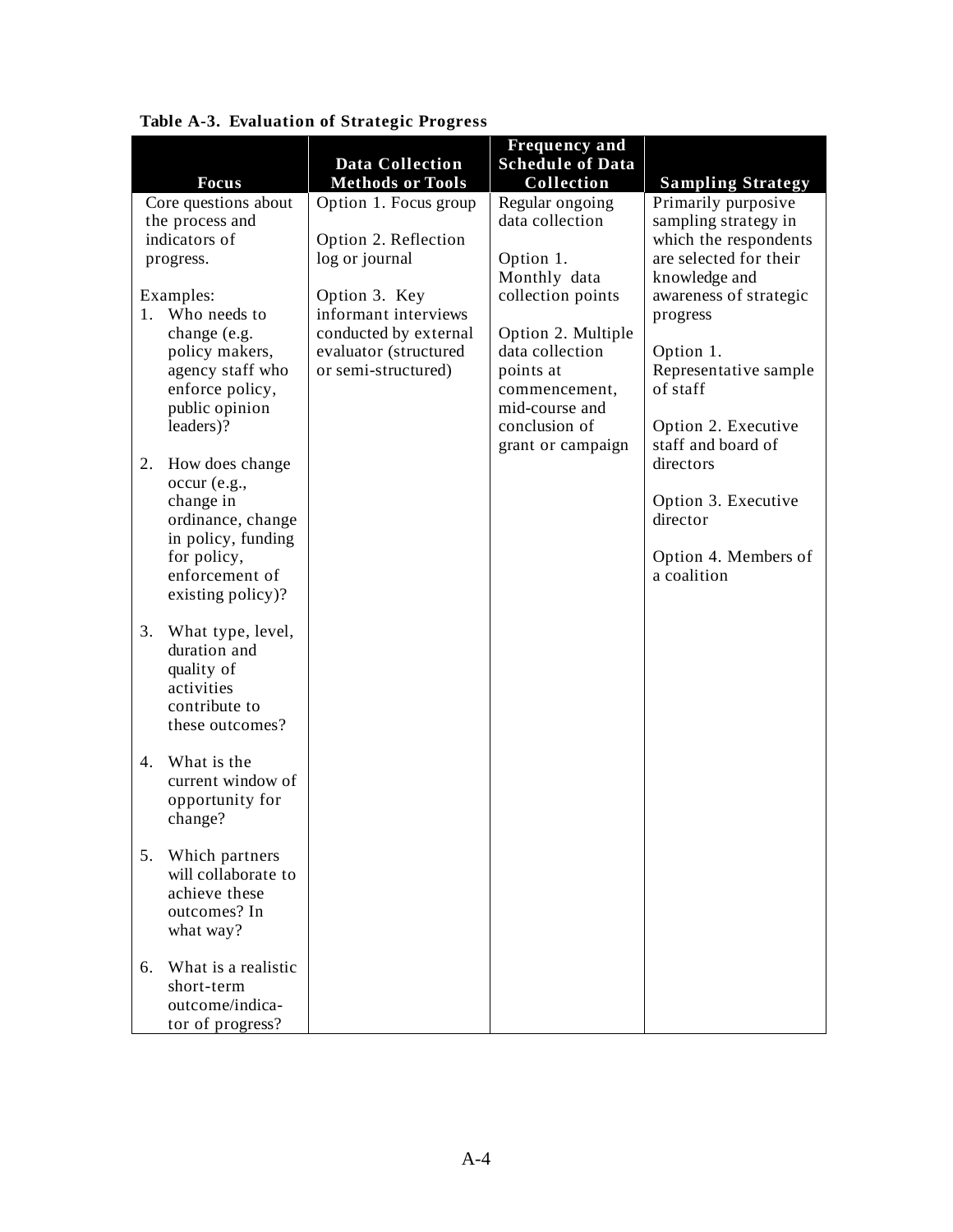**Table A-3. Evaluation of Strategic Progress**

| Focus | Data Collection Methods or Tools | Frequency and Schedule of Data Collection | Sampling Strategy |
|---|---|---|---|
| Core questions about the process and indicators of progress.<br><br>Examples:<br>1. Who needs to change (e.g. policy makers, agency staff who enforce policy, public opinion leaders)?<br><br>2. How does change occur (e.g., change in ordinance, change in policy, funding for policy, enforcement of existing policy)?<br><br>3. What type, level, duration and quality of activities contribute to these outcomes?<br><br>4. What is the current window of opportunity for change?<br><br>5. Which partners will collaborate to achieve these outcomes? In what way?<br><br>6. What is a realistic short-term outcome/indicator of progress? | Option 1. Focus group<br><br>Option 2. Reflection log or journal<br><br>Option 3. Key informant interviews conducted by external evaluator (structured or semi-structured) | Regular ongoing data collection<br><br>Option 1. Monthly data collection points<br><br>Option 2. Multiple data collection points at commencement, mid-course and conclusion of grant or campaign | Primarily purposive sampling strategy in which the respondents are selected for their knowledge and awareness of strategic progress<br><br>Option 1. Representative sample of staff<br><br>Option 2. Executive staff and board of directors<br><br>Option 3. Executive director<br><br>Option 4. Members of a coalition |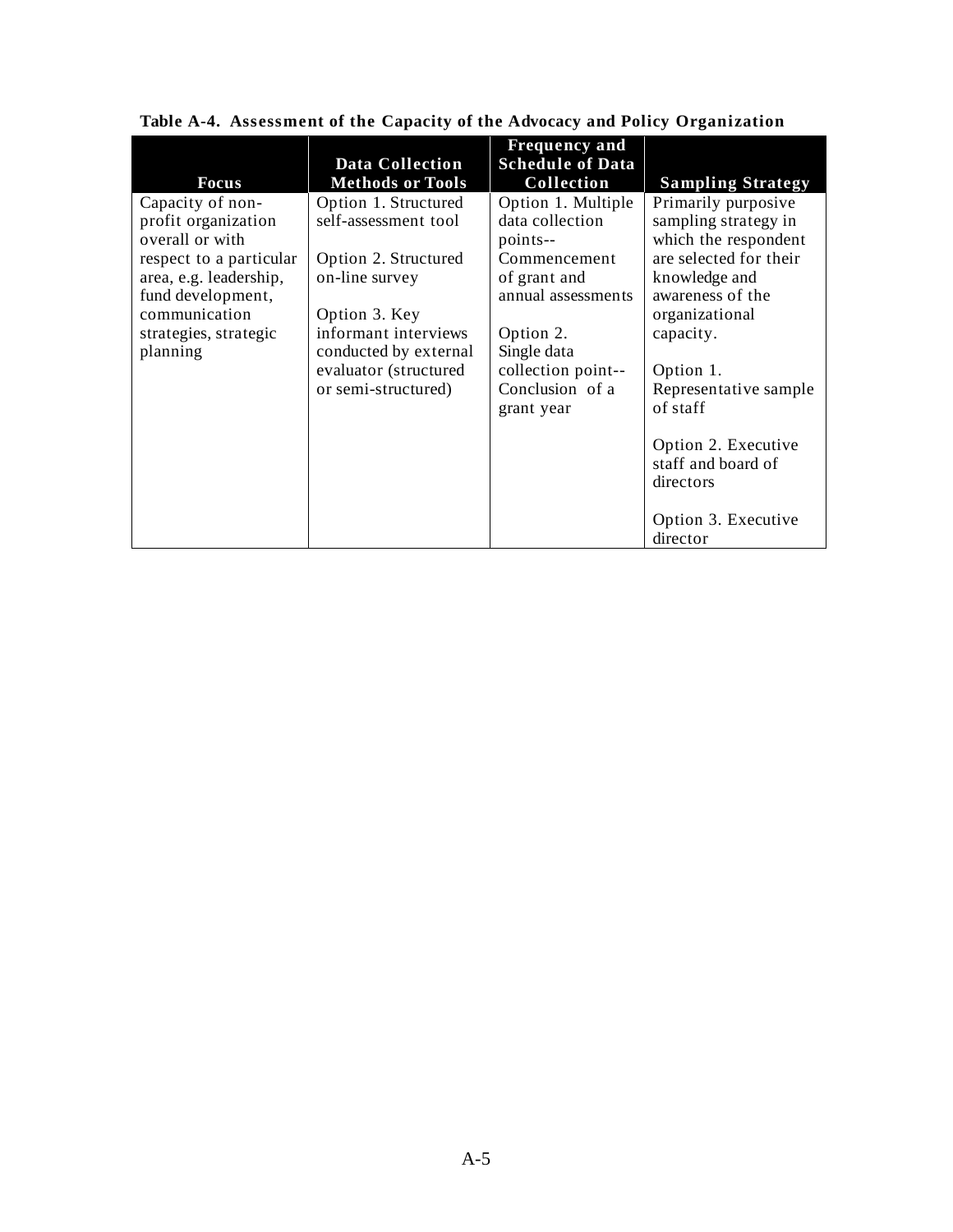**Table A-4. Assessment of the Capacity of the Advocacy and Policy Organization**

| Focus | Data Collection Methods or Tools | Frequency and Schedule of Data Collection | Sampling Strategy |
|---|---|---|---|
| Capacity of non-profit organization overall or with respect to a particular area, e.g. leadership, fund development, communication strategies, strategic planning | Option 1. Structured self-assessment tool<br><br>Option 2. Structured on-line survey<br><br>Option 3. Key informant interviews conducted by external evaluator (structured or semi-structured) | Option 1. Multiple data collection points-- Commencement of grant and annual assessments<br><br>Option 2. Single data collection point-- Conclusion of a grant year | Primarily purposive sampling strategy in which the respondent are selected for their knowledge and awareness of the organizational capacity.<br><br>Option 1. Representative sample of staff<br><br>Option 2. Executive staff and board of directors<br><br>Option 3. Executive director |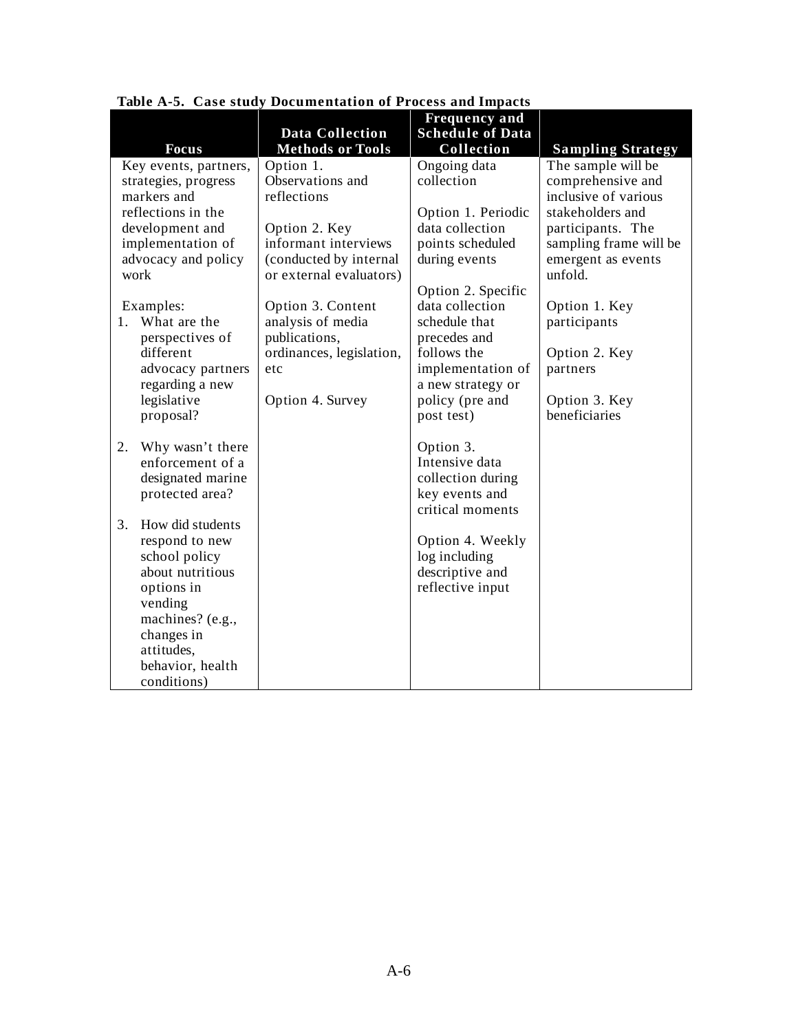**Table A-5. Case study Documentation of Process and Impacts**

| Focus | Data Collection Methods or Tools | Frequency and Schedule of Data Collection | Sampling Strategy |
|---|---|---|---|
| Key events, partners, strategies, progress markers and reflections in the development and implementation of advocacy and policy work<br><br>Examples:<br>1. What are the perspectives of different advocacy partners regarding a new legislative proposal?<br><br>2. Why wasn't there enforcement of a designated marine protected area?<br><br>3. How did students respond to new school policy about nutritious options in vending machines? (e.g., changes in attitudes, behavior, health conditions) | Option 1. Observations and reflections<br><br>Option 2. Key informant interviews (conducted by internal or external evaluators)<br><br>Option 3. Content analysis of media publications, ordinances, legislation, etc<br><br>Option 4. Survey | Ongoing data collection<br><br>Option 1. Periodic data collection points scheduled during events<br><br>Option 2. Specific data collection schedule that precedes and follows the implementation of a new strategy or policy (pre and post test)<br><br>Option 3. Intensive data collection during key events and critical moments<br><br>Option 4. Weekly log including descriptive and reflective input | The sample will be comprehensive and inclusive of various stakeholders and participants. The sampling frame will be emergent as events unfold.<br><br>Option 1. Key participants<br><br>Option 2. Key partners<br><br>Option 3. Key beneficiaries |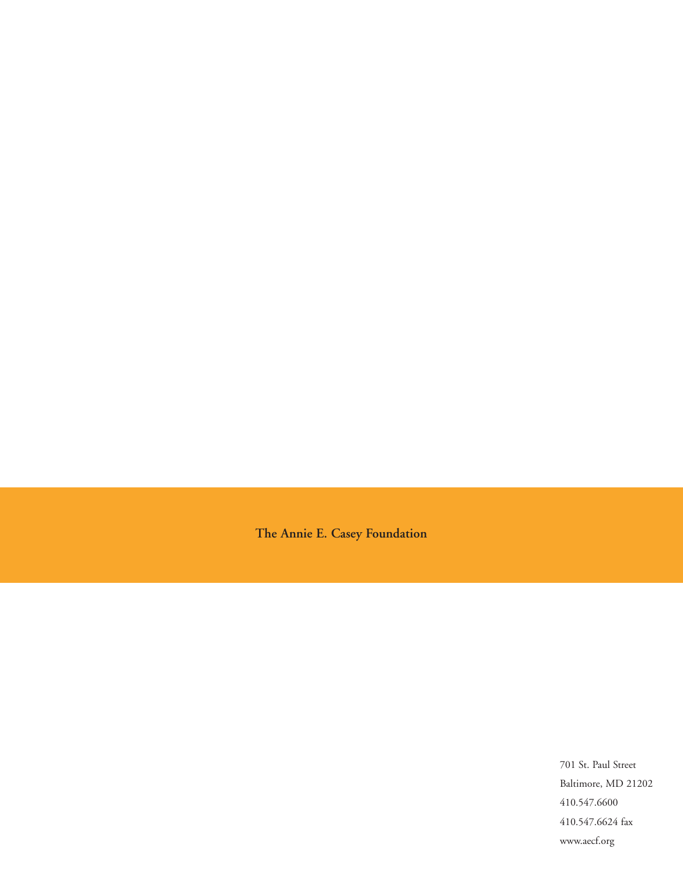**The Annie E. Casey Foundation**

701 St. Paul Street
Baltimore, MD 21202
410.547.6600
410.547.6624 fax
www.aecf.org